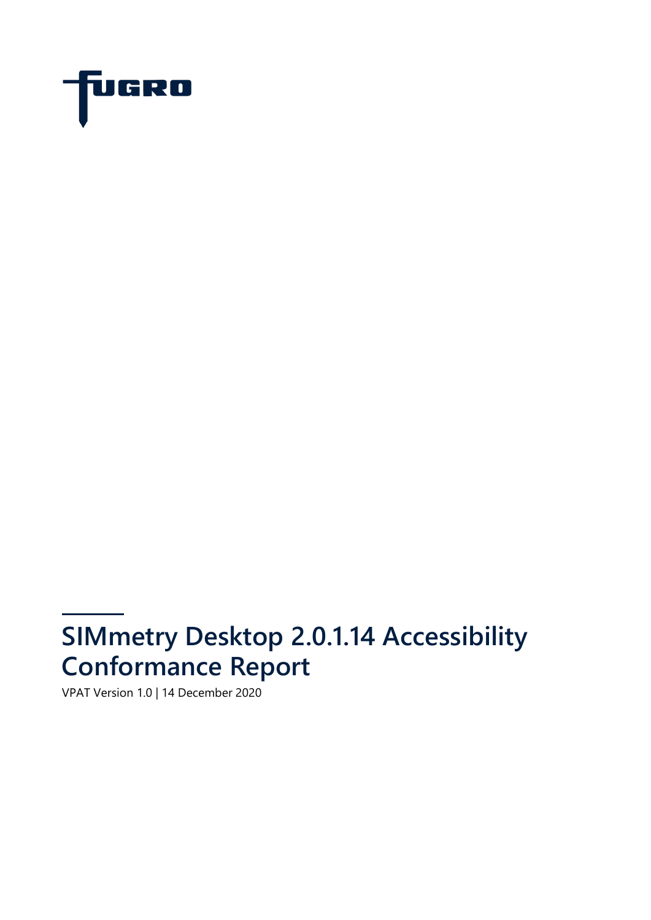FUGRO

# SIMmetry Desktop 2.0.1.14 Accessibility Conformance Report

VPAT Version 1.0 | 14 December 2020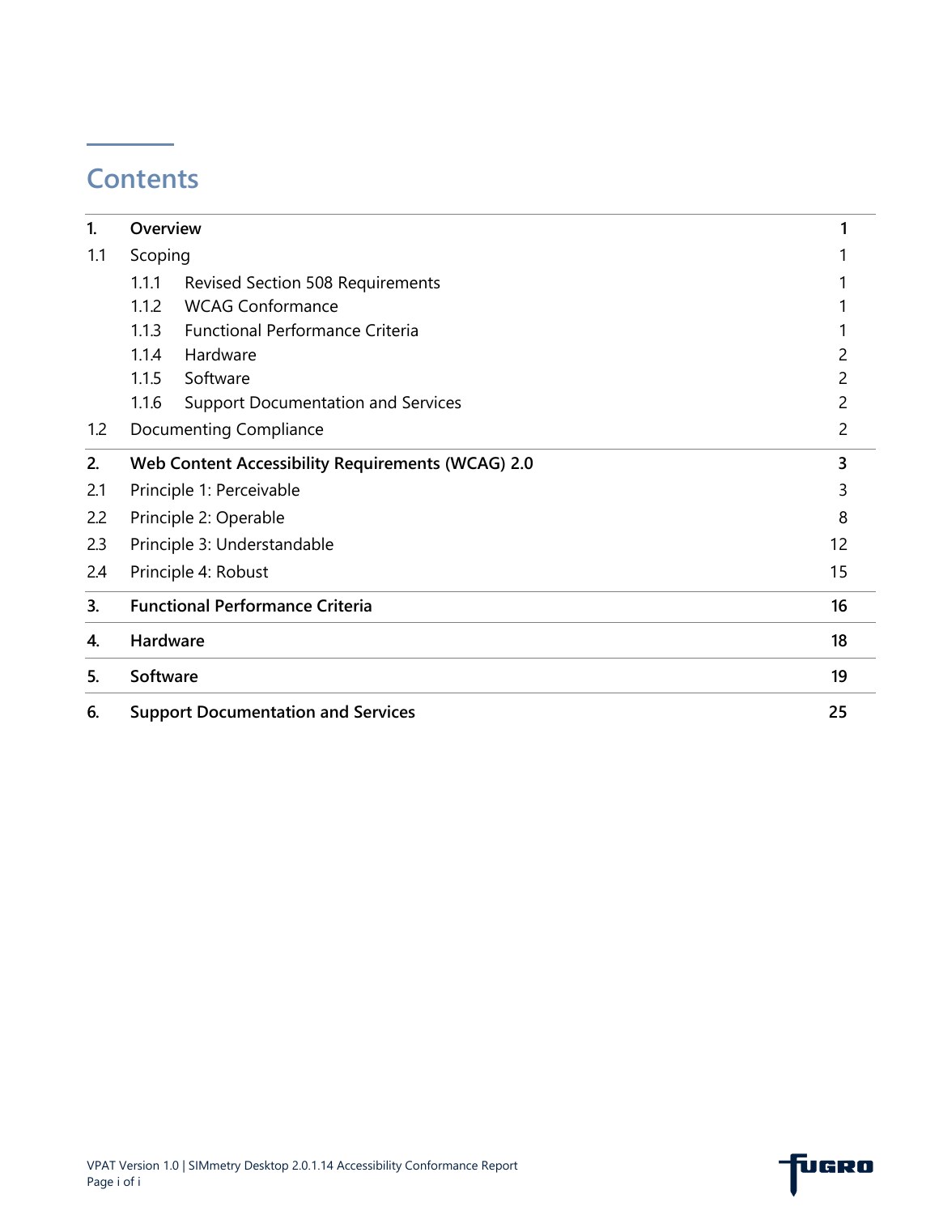# Contents

| | | |
|---|---|---|
| **1.** | **Overview** | **1** |
| 1.1 | Scoping | 1 |
| | 1.1.1 Revised Section 508 Requirements | 1 |
| | 1.1.2 WCAG Conformance | 1 |
| | 1.1.3 Functional Performance Criteria | 1 |
| | 1.1.4 Hardware | 2 |
| | 1.1.5 Software | 2 |
| | 1.1.6 Support Documentation and Services | 2 |
| 1.2 | Documenting Compliance | 2 |
| **2.** | **Web Content Accessibility Requirements (WCAG) 2.0** | **3** |
| 2.1 | Principle 1: Perceivable | 3 |
| 2.2 | Principle 2: Operable | 8 |
| 2.3 | Principle 3: Understandable | 12 |
| 2.4 | Principle 4: Robust | 15 |
| **3.** | **Functional Performance Criteria** | **16** |
| **4.** | **Hardware** | **18** |
| **5.** | **Software** | **19** |
| **6.** | **Support Documentation and Services** | **25** |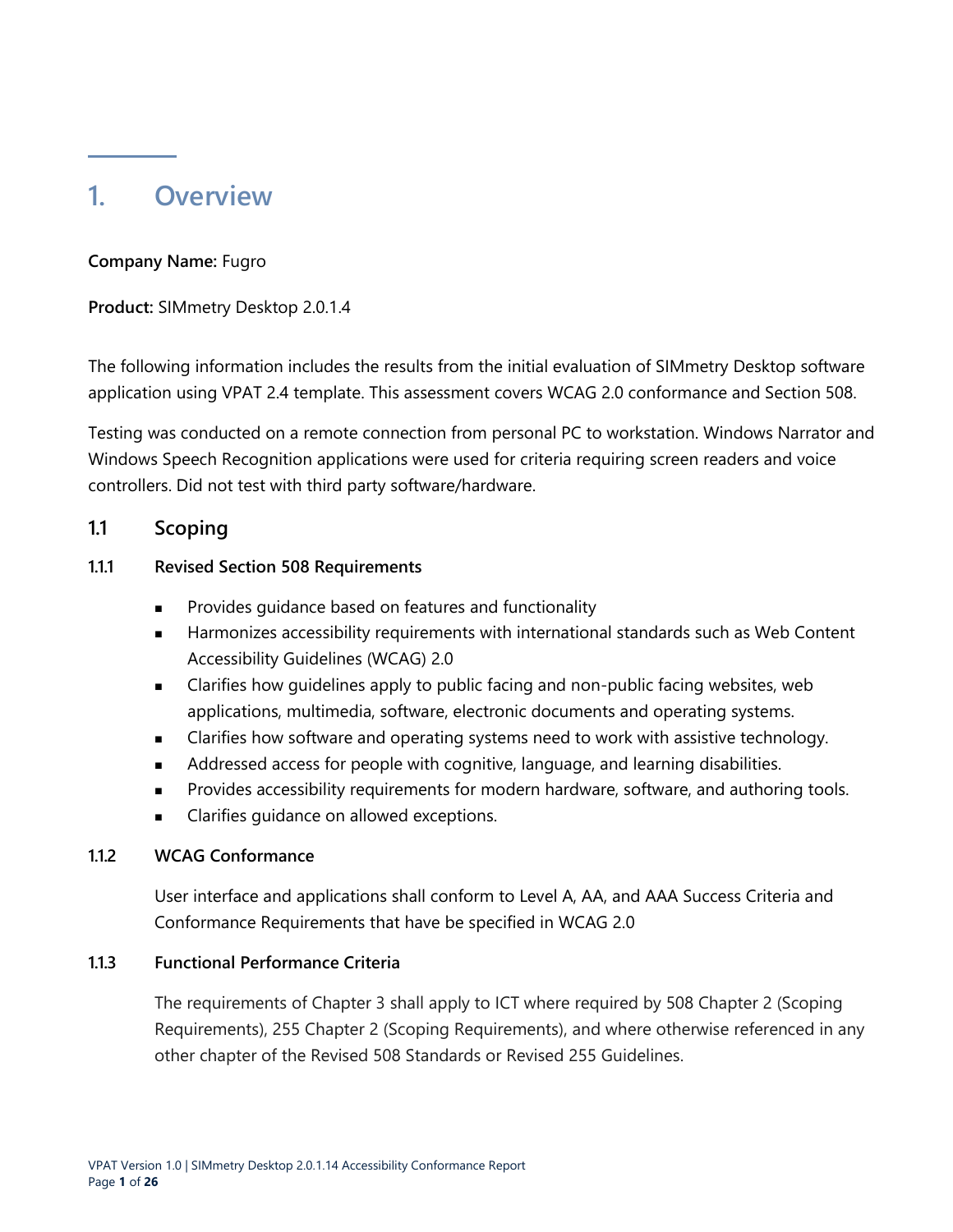# 1. Overview

**Company Name:** Fugro

**Product:** SIMmetry Desktop 2.0.1.4

The following information includes the results from the initial evaluation of SIMmetry Desktop software application using VPAT 2.4 template. This assessment covers WCAG 2.0 conformance and Section 508.

Testing was conducted on a remote connection from personal PC to workstation. Windows Narrator and Windows Speech Recognition applications were used for criteria requiring screen readers and voice controllers. Did not test with third party software/hardware.

## 1.1 Scoping

### 1.1.1 Revised Section 508 Requirements

- Provides guidance based on features and functionality
- Harmonizes accessibility requirements with international standards such as Web Content Accessibility Guidelines (WCAG) 2.0
- Clarifies how guidelines apply to public facing and non-public facing websites, web applications, multimedia, software, electronic documents and operating systems.
- Clarifies how software and operating systems need to work with assistive technology.
- Addressed access for people with cognitive, language, and learning disabilities.
- Provides accessibility requirements for modern hardware, software, and authoring tools.
- Clarifies guidance on allowed exceptions.

### 1.1.2 WCAG Conformance

User interface and applications shall conform to Level A, AA, and AAA Success Criteria and Conformance Requirements that have be specified in WCAG 2.0

### 1.1.3 Functional Performance Criteria

The requirements of Chapter 3 shall apply to ICT where required by 508 Chapter 2 (Scoping Requirements), 255 Chapter 2 (Scoping Requirements), and where otherwise referenced in any other chapter of the Revised 508 Standards or Revised 255 Guidelines.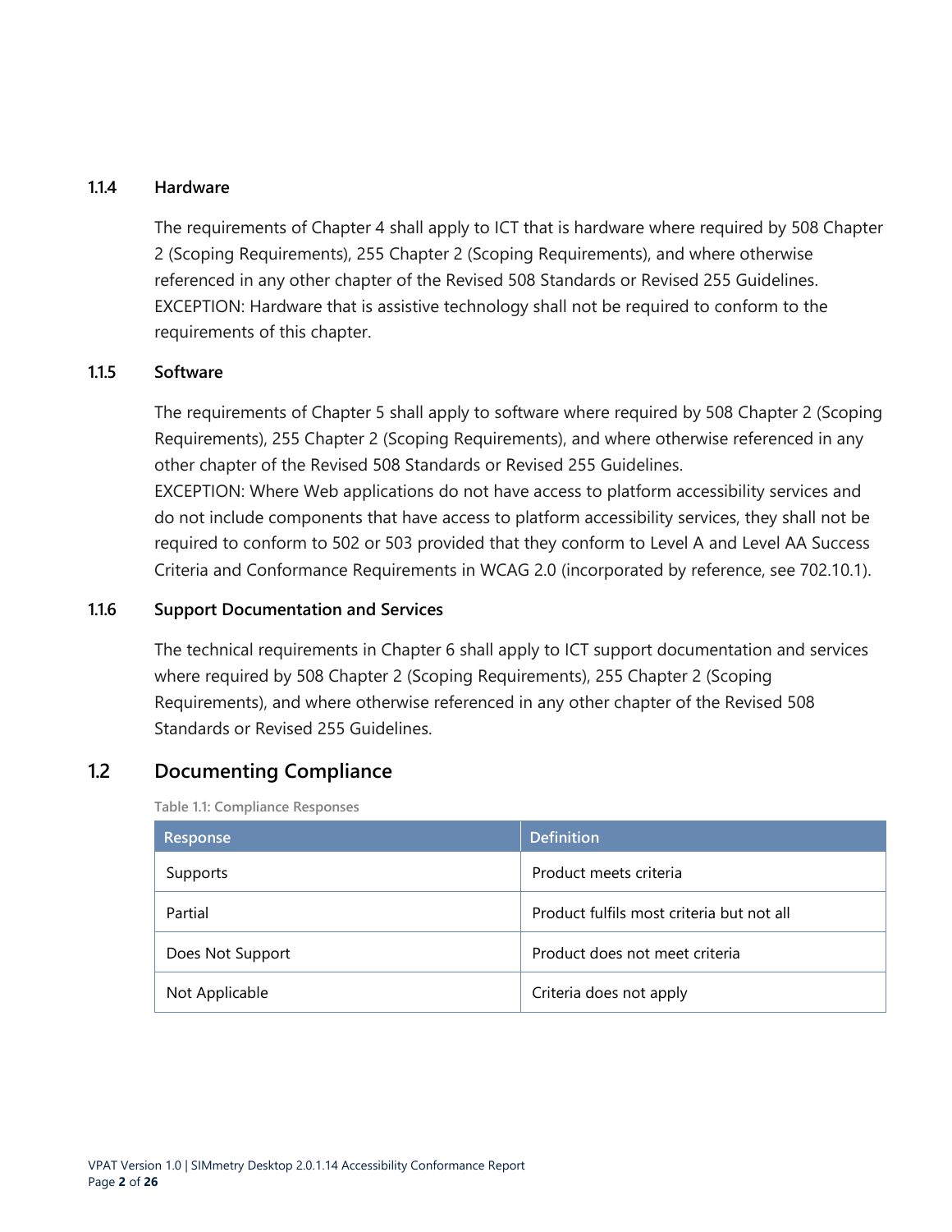### 1.1.4 Hardware

The requirements of Chapter 4 shall apply to ICT that is hardware where required by 508 Chapter 2 (Scoping Requirements), 255 Chapter 2 (Scoping Requirements), and where otherwise referenced in any other chapter of the Revised 508 Standards or Revised 255 Guidelines.
EXCEPTION: Hardware that is assistive technology shall not be required to conform to the requirements of this chapter.

### 1.1.5 Software

The requirements of Chapter 5 shall apply to software where required by 508 Chapter 2 (Scoping Requirements), 255 Chapter 2 (Scoping Requirements), and where otherwise referenced in any other chapter of the Revised 508 Standards or Revised 255 Guidelines.
EXCEPTION: Where Web applications do not have access to platform accessibility services and do not include components that have access to platform accessibility services, they shall not be required to conform to 502 or 503 provided that they conform to Level A and Level AA Success Criteria and Conformance Requirements in WCAG 2.0 (incorporated by reference, see 702.10.1).

### 1.1.6 Support Documentation and Services

The technical requirements in Chapter 6 shall apply to ICT support documentation and services where required by 508 Chapter 2 (Scoping Requirements), 255 Chapter 2 (Scoping Requirements), and where otherwise referenced in any other chapter of the Revised 508 Standards or Revised 255 Guidelines.

## 1.2 Documenting Compliance

Table 1.1: Compliance Responses

| Response | Definition |
|---|---|
| Supports | Product meets criteria |
| Partial | Product fulfils most criteria but not all |
| Does Not Support | Product does not meet criteria |
| Not Applicable | Criteria does not apply |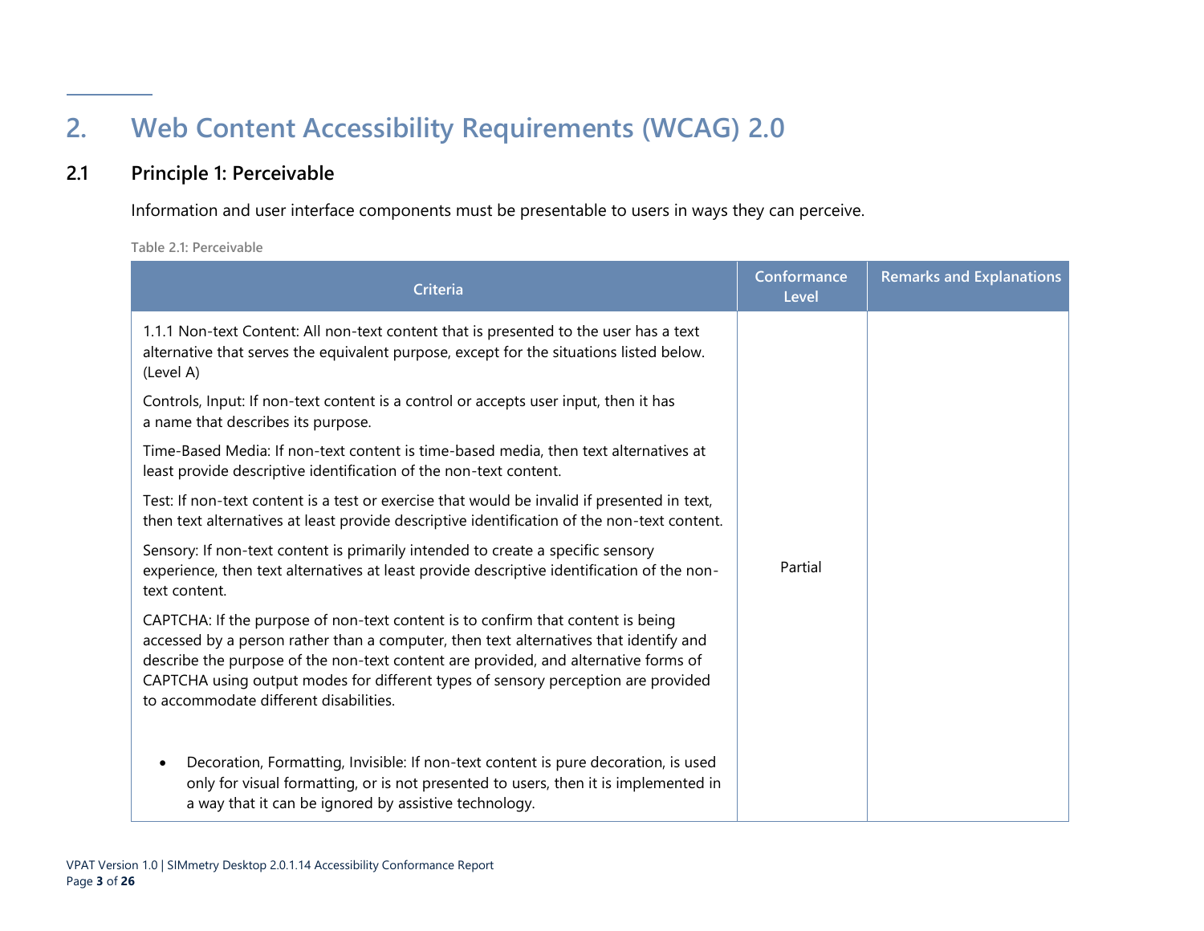# 2. Web Content Accessibility Requirements (WCAG) 2.0

## 2.1 Principle 1: Perceivable

Information and user interface components must be presentable to users in ways they can perceive.

Table 2.1: Perceivable

| Criteria | Conformance Level | Remarks and Explanations |
|---|---|---|
| 1.1.1 Non-text Content: All non-text content that is presented to the user has a text alternative that serves the equivalent purpose, except for the situations listed below. (Level A)<br><br>Controls, Input: If non-text content is a control or accepts user input, then it has a name that describes its purpose.<br><br>Time-Based Media: If non-text content is time-based media, then text alternatives at least provide descriptive identification of the non-text content.<br><br>Test: If non-text content is a test or exercise that would be invalid if presented in text, then text alternatives at least provide descriptive identification of the non-text content.<br><br>Sensory: If non-text content is primarily intended to create a specific sensory experience, then text alternatives at least provide descriptive identification of the non-text content.<br><br>CAPTCHA: If the purpose of non-text content is to confirm that content is being accessed by a person rather than a computer, then text alternatives that identify and describe the purpose of the non-text content are provided, and alternative forms of CAPTCHA using output modes for different types of sensory perception are provided to accommodate different disabilities.<br><br>• Decoration, Formatting, Invisible: If non-text content is pure decoration, is used only for visual formatting, or is not presented to users, then it is implemented in a way that it can be ignored by assistive technology. | Partial | |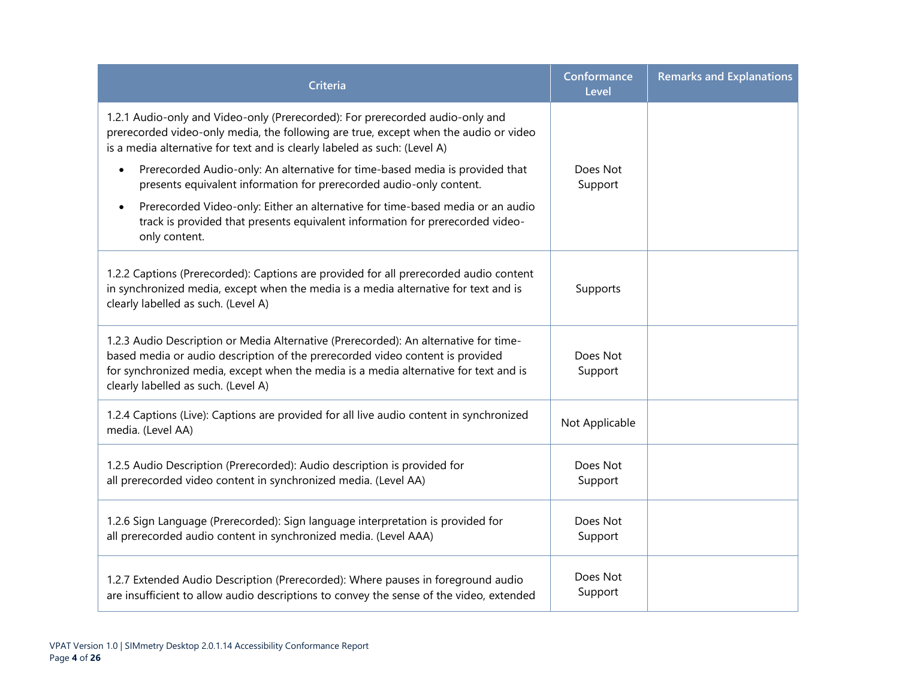| Criteria | Conformance Level | Remarks and Explanations |
| --- | --- | --- |
| 1.2.1 Audio-only and Video-only (Prerecorded): For prerecorded audio-only and prerecorded video-only media, the following are true, except when the audio or video is a media alternative for text and is clearly labeled as such: (Level A)<br>• Prerecorded Audio-only: An alternative for time-based media is provided that presents equivalent information for prerecorded audio-only content.<br>• Prerecorded Video-only: Either an alternative for time-based media or an audio track is provided that presents equivalent information for prerecorded video-only content. | Does Not Support | |
| 1.2.2 Captions (Prerecorded): Captions are provided for all prerecorded audio content in synchronized media, except when the media is a media alternative for text and is clearly labelled as such. (Level A) | Supports | |
| 1.2.3 Audio Description or Media Alternative (Prerecorded): An alternative for time-based media or audio description of the prerecorded video content is provided for synchronized media, except when the media is a media alternative for text and is clearly labelled as such. (Level A) | Does Not Support | |
| 1.2.4 Captions (Live): Captions are provided for all live audio content in synchronized media. (Level AA) | Not Applicable | |
| 1.2.5 Audio Description (Prerecorded): Audio description is provided for all prerecorded video content in synchronized media. (Level AA) | Does Not Support | |
| 1.2.6 Sign Language (Prerecorded): Sign language interpretation is provided for all prerecorded audio content in synchronized media. (Level AAA) | Does Not Support | |
| 1.2.7 Extended Audio Description (Prerecorded): Where pauses in foreground audio are insufficient to allow audio descriptions to convey the sense of the video, extended | Does Not Support | |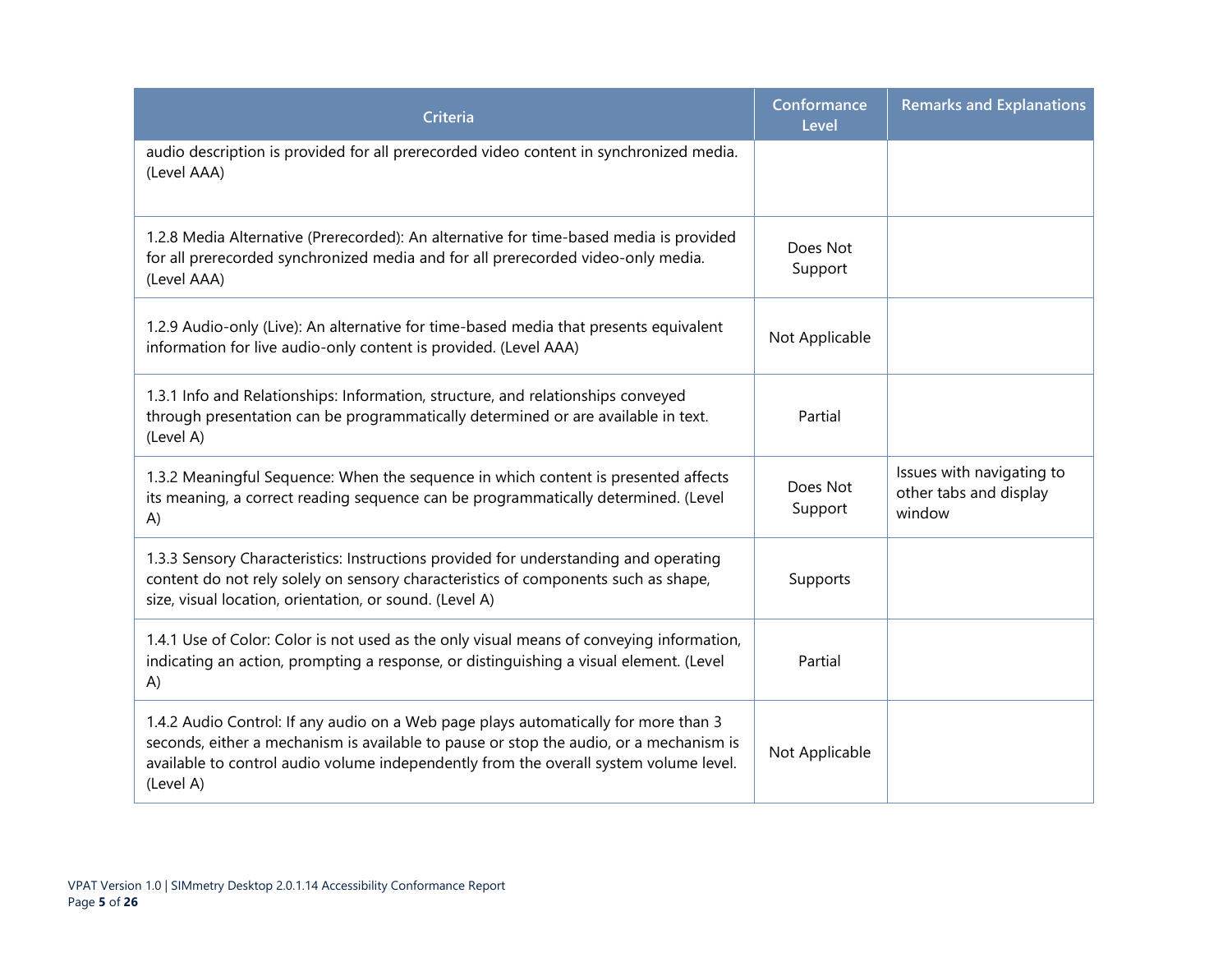| Criteria | Conformance Level | Remarks and Explanations |
| --- | --- | --- |
| audio description is provided for all prerecorded video content in synchronized media. (Level AAA) | | |
| 1.2.8 Media Alternative (Prerecorded): An alternative for time-based media is provided for all prerecorded synchronized media and for all prerecorded video-only media. (Level AAA) | Does Not Support | |
| 1.2.9 Audio-only (Live): An alternative for time-based media that presents equivalent information for live audio-only content is provided. (Level AAA) | Not Applicable | |
| 1.3.1 Info and Relationships: Information, structure, and relationships conveyed through presentation can be programmatically determined or are available in text. (Level A) | Partial | |
| 1.3.2 Meaningful Sequence: When the sequence in which content is presented affects its meaning, a correct reading sequence can be programmatically determined. (Level A) | Does Not Support | Issues with navigating to other tabs and display window |
| 1.3.3 Sensory Characteristics: Instructions provided for understanding and operating content do not rely solely on sensory characteristics of components such as shape, size, visual location, orientation, or sound. (Level A) | Supports | |
| 1.4.1 Use of Color: Color is not used as the only visual means of conveying information, indicating an action, prompting a response, or distinguishing a visual element. (Level A) | Partial | |
| 1.4.2 Audio Control: If any audio on a Web page plays automatically for more than 3 seconds, either a mechanism is available to pause or stop the audio, or a mechanism is available to control audio volume independently from the overall system volume level. (Level A) | Not Applicable | |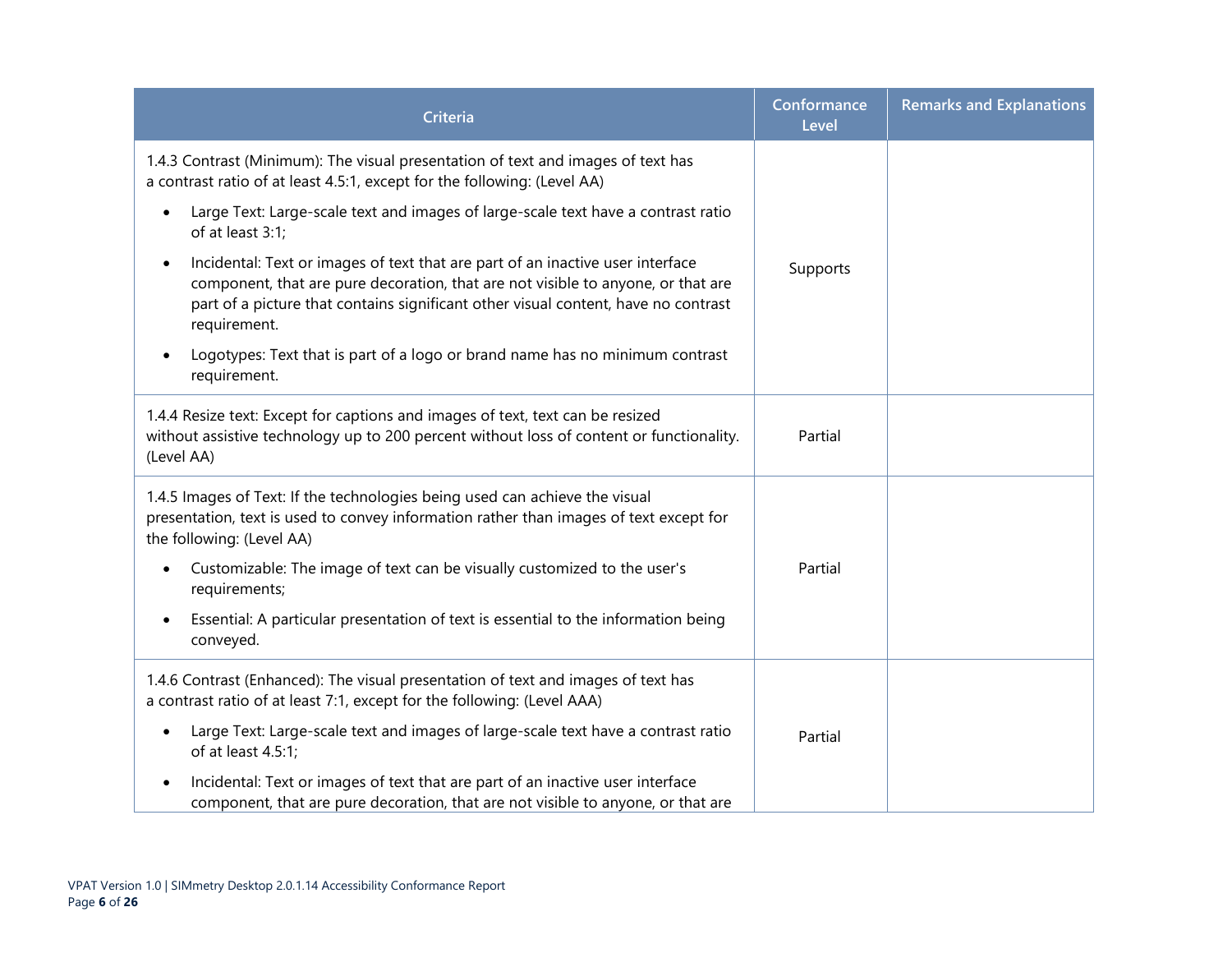| Criteria | Conformance Level | Remarks and Explanations |
|---|---|---|
| 1.4.3 Contrast (Minimum): The visual presentation of text and images of text has a contrast ratio of at least 4.5:1, except for the following: (Level AA)<br>• Large Text: Large-scale text and images of large-scale text have a contrast ratio of at least 3:1;<br>• Incidental: Text or images of text that are part of an inactive user interface component, that are pure decoration, that are not visible to anyone, or that are part of a picture that contains significant other visual content, have no contrast requirement.<br>• Logotypes: Text that is part of a logo or brand name has no minimum contrast requirement. | Supports | |
| 1.4.4 Resize text: Except for captions and images of text, text can be resized without assistive technology up to 200 percent without loss of content or functionality. (Level AA) | Partial | |
| 1.4.5 Images of Text: If the technologies being used can achieve the visual presentation, text is used to convey information rather than images of text except for the following: (Level AA)<br>• Customizable: The image of text can be visually customized to the user's requirements;<br>• Essential: A particular presentation of text is essential to the information being conveyed. | Partial | |
| 1.4.6 Contrast (Enhanced): The visual presentation of text and images of text has a contrast ratio of at least 7:1, except for the following: (Level AAA)<br>• Large Text: Large-scale text and images of large-scale text have a contrast ratio of at least 4.5:1;<br>• Incidental: Text or images of text that are part of an inactive user interface component, that are pure decoration, that are not visible to anyone, or that are | Partial | |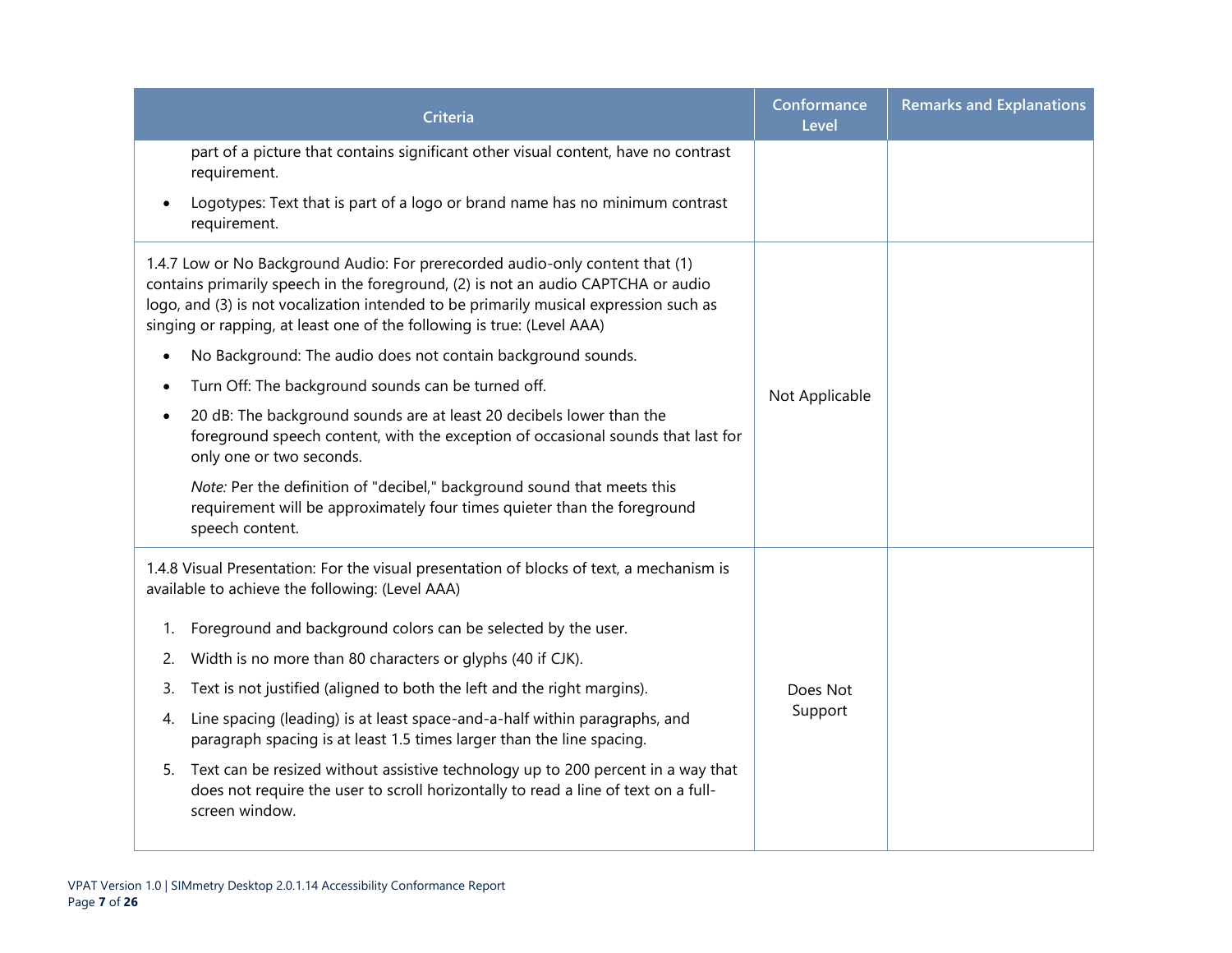| Criteria | Conformance Level | Remarks and Explanations |
| --- | --- | --- |
| part of a picture that contains significant other visual content, have no contrast requirement.<br>• Logotypes: Text that is part of a logo or brand name has no minimum contrast requirement. | | |
| 1.4.7 Low or No Background Audio: For prerecorded audio-only content that (1) contains primarily speech in the foreground, (2) is not an audio CAPTCHA or audio logo, and (3) is not vocalization intended to be primarily musical expression such as singing or rapping, at least one of the following is true: (Level AAA)<br>• No Background: The audio does not contain background sounds.<br>• Turn Off: The background sounds can be turned off.<br>• 20 dB: The background sounds are at least 20 decibels lower than the foreground speech content, with the exception of occasional sounds that last for only one or two seconds.<br>*Note:* Per the definition of "decibel," background sound that meets this requirement will be approximately four times quieter than the foreground speech content. | Not Applicable | |
| 1.4.8 Visual Presentation: For the visual presentation of blocks of text, a mechanism is available to achieve the following: (Level AAA)<br>1. Foreground and background colors can be selected by the user.<br>2. Width is no more than 80 characters or glyphs (40 if CJK).<br>3. Text is not justified (aligned to both the left and the right margins).<br>4. Line spacing (leading) is at least space-and-a-half within paragraphs, and paragraph spacing is at least 1.5 times larger than the line spacing.<br>5. Text can be resized without assistive technology up to 200 percent in a way that does not require the user to scroll horizontally to read a line of text on a full-screen window. | Does Not Support | |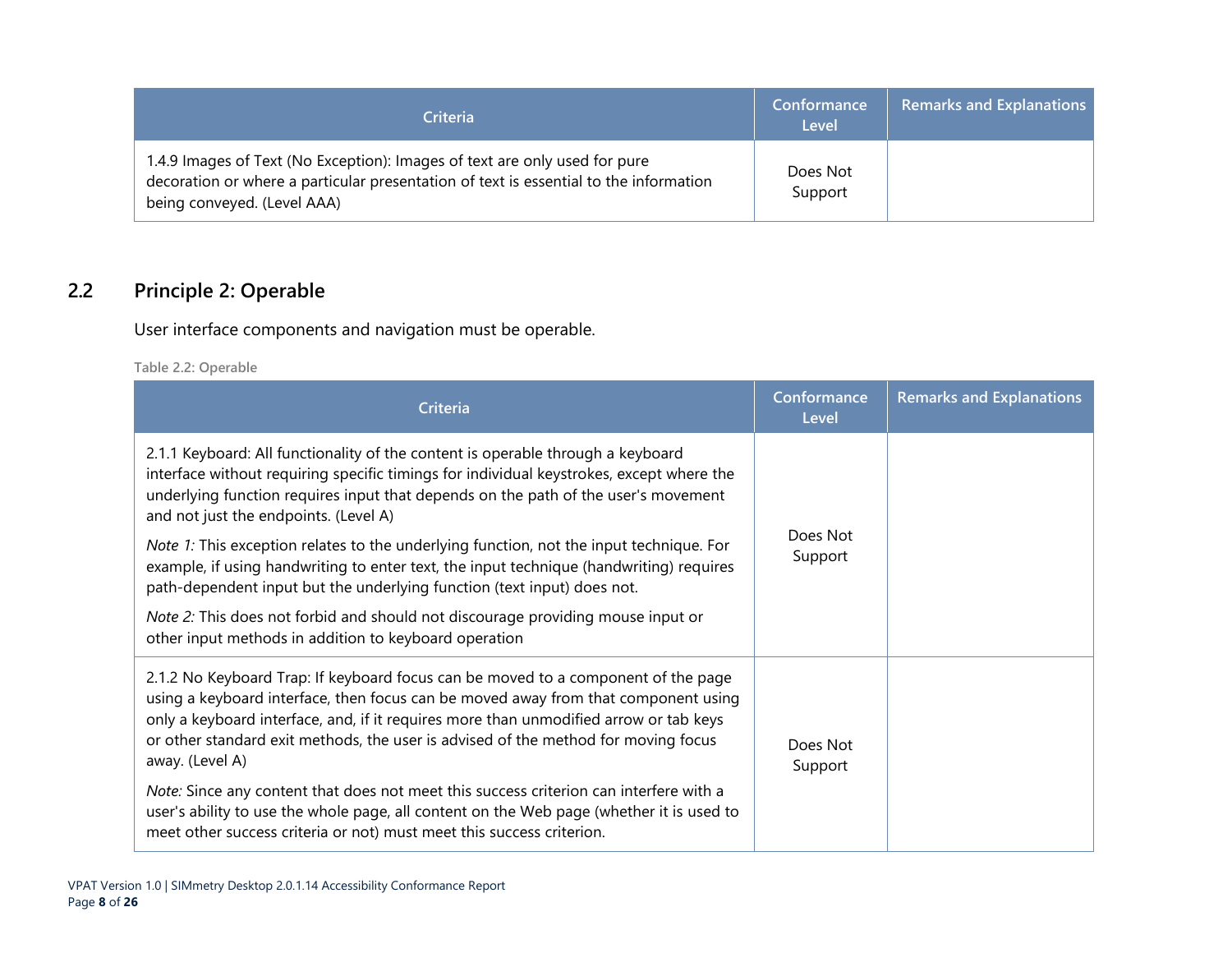| Criteria | Conformance Level | Remarks and Explanations |
|---|---|---|
| 1.4.9 Images of Text (No Exception): Images of text are only used for pure decoration or where a particular presentation of text is essential to the information being conveyed. (Level AAA) | Does Not Support | |

## 2.2 Principle 2: Operable

User interface components and navigation must be operable.

Table 2.2: Operable

| Criteria | Conformance Level | Remarks and Explanations |
|---|---|---|
| 2.1.1 Keyboard: All functionality of the content is operable through a keyboard interface without requiring specific timings for individual keystrokes, except where the underlying function requires input that depends on the path of the user's movement and not just the endpoints. (Level A)<br><br>*Note 1:* This exception relates to the underlying function, not the input technique. For example, if using handwriting to enter text, the input technique (handwriting) requires path-dependent input but the underlying function (text input) does not.<br><br>*Note 2:* This does not forbid and should not discourage providing mouse input or other input methods in addition to keyboard operation | Does Not Support | |
| 2.1.2 No Keyboard Trap: If keyboard focus can be moved to a component of the page using a keyboard interface, then focus can be moved away from that component using only a keyboard interface, and, if it requires more than unmodified arrow or tab keys or other standard exit methods, the user is advised of the method for moving focus away. (Level A)<br><br>*Note:* Since any content that does not meet this success criterion can interfere with a user's ability to use the whole page, all content on the Web page (whether it is used to meet other success criteria or not) must meet this success criterion. | Does Not Support | |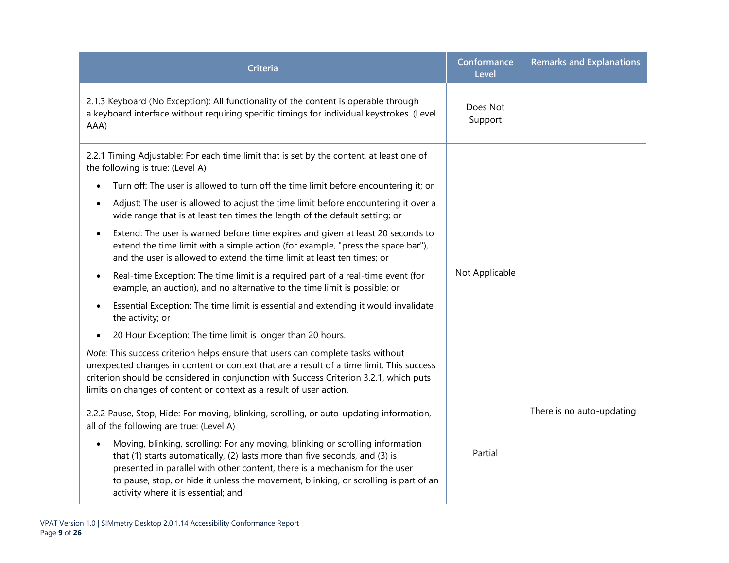| Criteria | Conformance Level | Remarks and Explanations |
|---|---|---|
| 2.1.3 Keyboard (No Exception): All functionality of the content is operable through a keyboard interface without requiring specific timings for individual keystrokes. (Level AAA) | Does Not Support | |
| 2.2.1 Timing Adjustable: For each time limit that is set by the content, at least one of the following is true: (Level A)<br>• Turn off: The user is allowed to turn off the time limit before encountering it; or<br>• Adjust: The user is allowed to adjust the time limit before encountering it over a wide range that is at least ten times the length of the default setting; or<br>• Extend: The user is warned before time expires and given at least 20 seconds to extend the time limit with a simple action (for example, "press the space bar"), and the user is allowed to extend the time limit at least ten times; or<br>• Real-time Exception: The time limit is a required part of a real-time event (for example, an auction), and no alternative to the time limit is possible; or<br>• Essential Exception: The time limit is essential and extending it would invalidate the activity; or<br>• 20 Hour Exception: The time limit is longer than 20 hours.<br>*Note:* This success criterion helps ensure that users can complete tasks without unexpected changes in content or context that are a result of a time limit. This success criterion should be considered in conjunction with Success Criterion 3.2.1, which puts limits on changes of content or context as a result of user action. | Not Applicable | |
| 2.2.2 Pause, Stop, Hide: For moving, blinking, scrolling, or auto-updating information, all of the following are true: (Level A)<br>• Moving, blinking, scrolling: For any moving, blinking or scrolling information that (1) starts automatically, (2) lasts more than five seconds, and (3) is presented in parallel with other content, there is a mechanism for the user to pause, stop, or hide it unless the movement, blinking, or scrolling is part of an activity where it is essential; and | Partial | There is no auto-updating |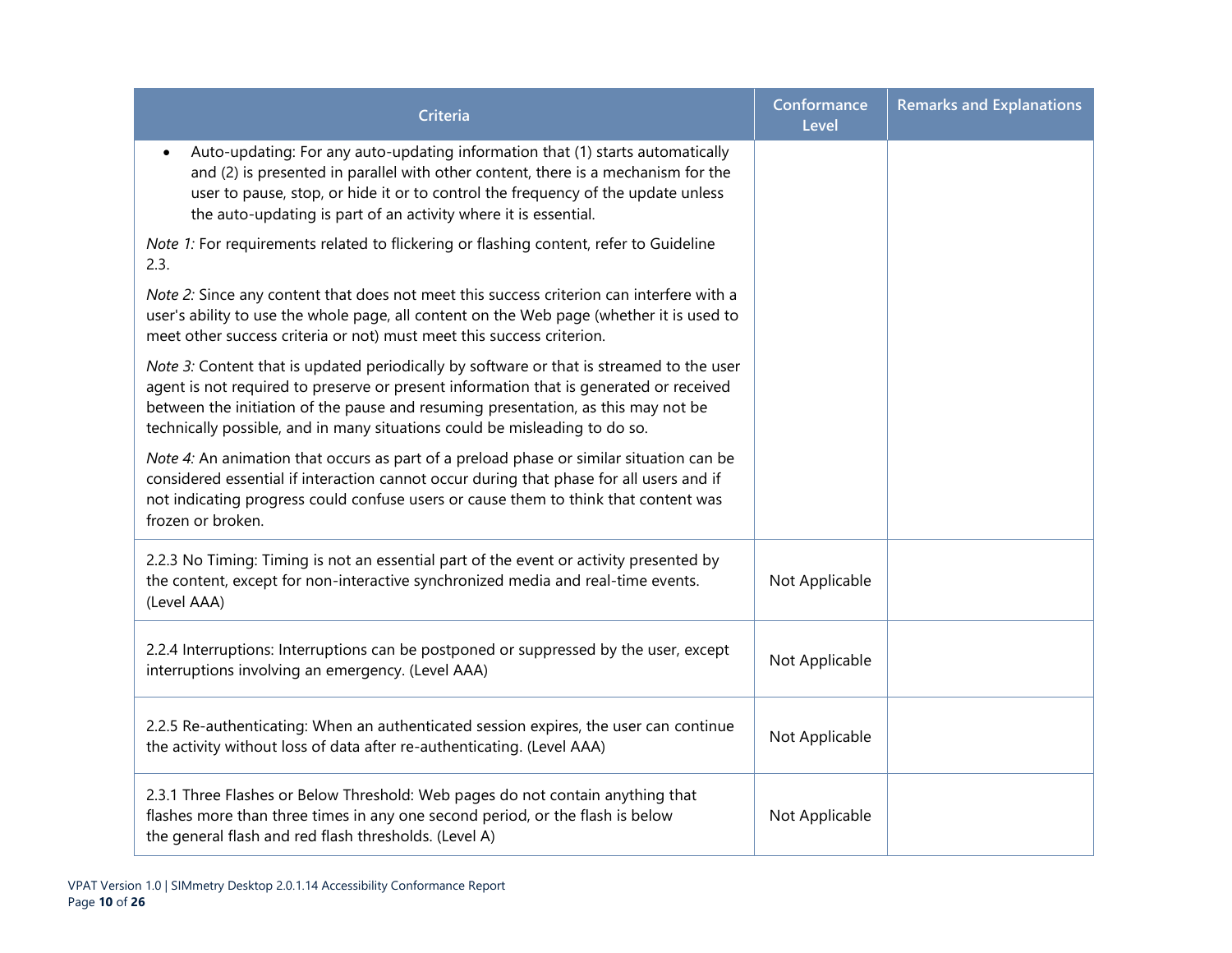| Criteria | Conformance Level | Remarks and Explanations |
|---|---|---|
| • Auto-updating: For any auto-updating information that (1) starts automatically and (2) is presented in parallel with other content, there is a mechanism for the user to pause, stop, or hide it or to control the frequency of the update unless the auto-updating is part of an activity where it is essential.<br><br>*Note 1:* For requirements related to flickering or flashing content, refer to Guideline 2.3.<br><br>*Note 2:* Since any content that does not meet this success criterion can interfere with a user's ability to use the whole page, all content on the Web page (whether it is used to meet other success criteria or not) must meet this success criterion.<br><br>*Note 3:* Content that is updated periodically by software or that is streamed to the user agent is not required to preserve or present information that is generated or received between the initiation of the pause and resuming presentation, as this may not be technically possible, and in many situations could be misleading to do so.<br><br>*Note 4:* An animation that occurs as part of a preload phase or similar situation can be considered essential if interaction cannot occur during that phase for all users and if not indicating progress could confuse users or cause them to think that content was frozen or broken. | | |
| 2.2.3 No Timing: Timing is not an essential part of the event or activity presented by the content, except for non-interactive synchronized media and real-time events. (Level AAA) | Not Applicable | |
| 2.2.4 Interruptions: Interruptions can be postponed or suppressed by the user, except interruptions involving an emergency. (Level AAA) | Not Applicable | |
| 2.2.5 Re-authenticating: When an authenticated session expires, the user can continue the activity without loss of data after re-authenticating. (Level AAA) | Not Applicable | |
| 2.3.1 Three Flashes or Below Threshold: Web pages do not contain anything that flashes more than three times in any one second period, or the flash is below the general flash and red flash thresholds. (Level A) | Not Applicable | |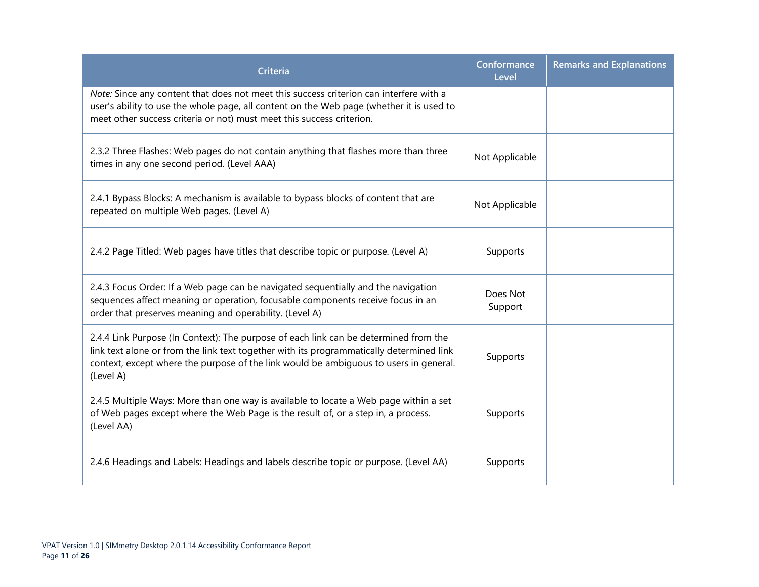| Criteria | Conformance Level | Remarks and Explanations |
| --- | --- | --- |
| *Note:* Since any content that does not meet this success criterion can interfere with a user's ability to use the whole page, all content on the Web page (whether it is used to meet other success criteria or not) must meet this success criterion. | | |
| 2.3.2 Three Flashes: Web pages do not contain anything that flashes more than three times in any one second period. (Level AAA) | Not Applicable | |
| 2.4.1 Bypass Blocks: A mechanism is available to bypass blocks of content that are repeated on multiple Web pages. (Level A) | Not Applicable | |
| 2.4.2 Page Titled: Web pages have titles that describe topic or purpose. (Level A) | Supports | |
| 2.4.3 Focus Order: If a Web page can be navigated sequentially and the navigation sequences affect meaning or operation, focusable components receive focus in an order that preserves meaning and operability. (Level A) | Does Not Support | |
| 2.4.4 Link Purpose (In Context): The purpose of each link can be determined from the link text alone or from the link text together with its programmatically determined link context, except where the purpose of the link would be ambiguous to users in general. (Level A) | Supports | |
| 2.4.5 Multiple Ways: More than one way is available to locate a Web page within a set of Web pages except where the Web Page is the result of, or a step in, a process. (Level AA) | Supports | |
| 2.4.6 Headings and Labels: Headings and labels describe topic or purpose. (Level AA) | Supports | |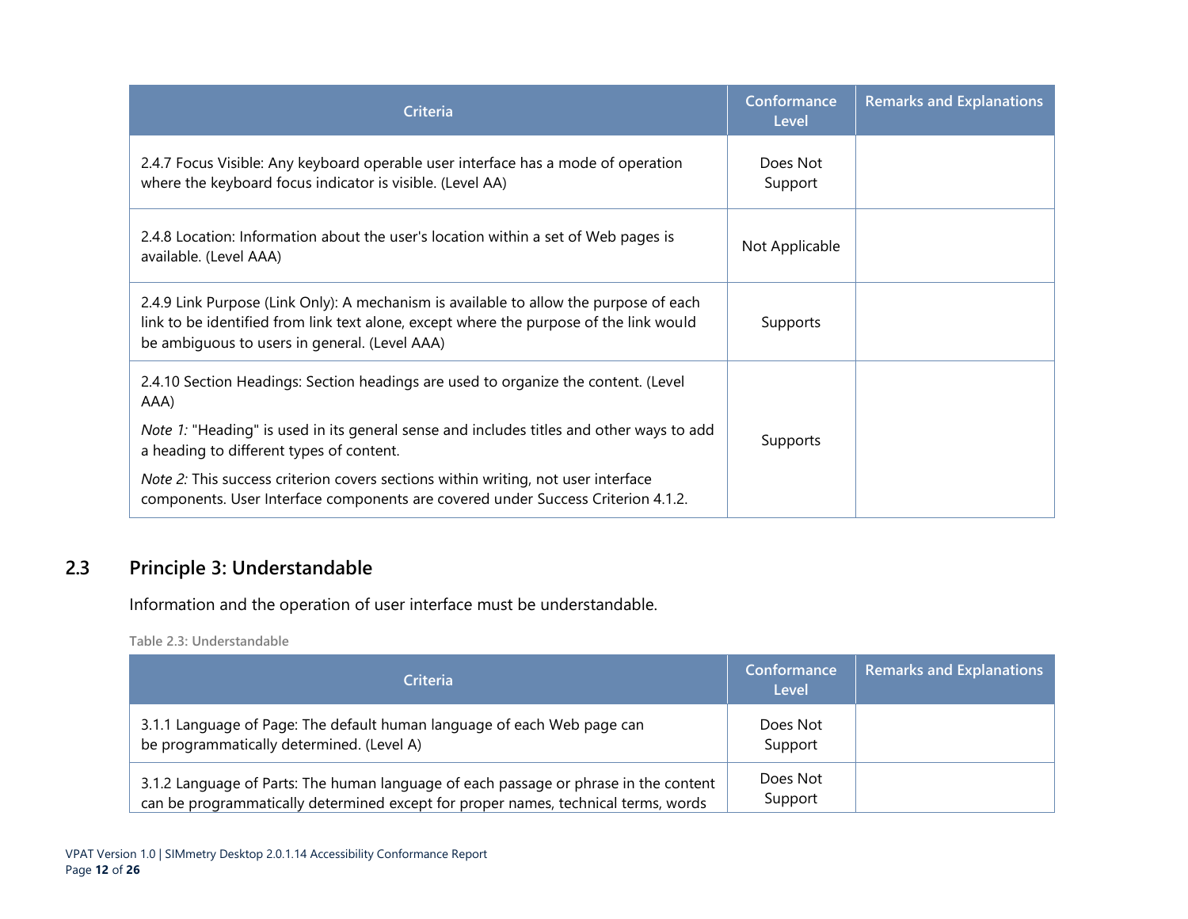| Criteria | Conformance Level | Remarks and Explanations |
|---|---|---|
| 2.4.7 Focus Visible: Any keyboard operable user interface has a mode of operation where the keyboard focus indicator is visible. (Level AA) | Does Not Support | |
| 2.4.8 Location: Information about the user's location within a set of Web pages is available. (Level AAA) | Not Applicable | |
| 2.4.9 Link Purpose (Link Only): A mechanism is available to allow the purpose of each link to be identified from link text alone, except where the purpose of the link would be ambiguous to users in general. (Level AAA) | Supports | |
| 2.4.10 Section Headings: Section headings are used to organize the content. (Level AAA) *Note 1:* "Heading" is used in its general sense and includes titles and other ways to add a heading to different types of content. *Note 2:* This success criterion covers sections within writing, not user interface components. User Interface components are covered under Success Criterion 4.1.2. | Supports | |

## 2.3 Principle 3: Understandable

Information and the operation of user interface must be understandable.

**Table 2.3: Understandable**

| Criteria | Conformance Level | Remarks and Explanations |
|---|---|---|
| 3.1.1 Language of Page: The default human language of each Web page can be programmatically determined. (Level A) | Does Not Support | |
| 3.1.2 Language of Parts: The human language of each passage or phrase in the content can be programmatically determined except for proper names, technical terms, words | Does Not Support | |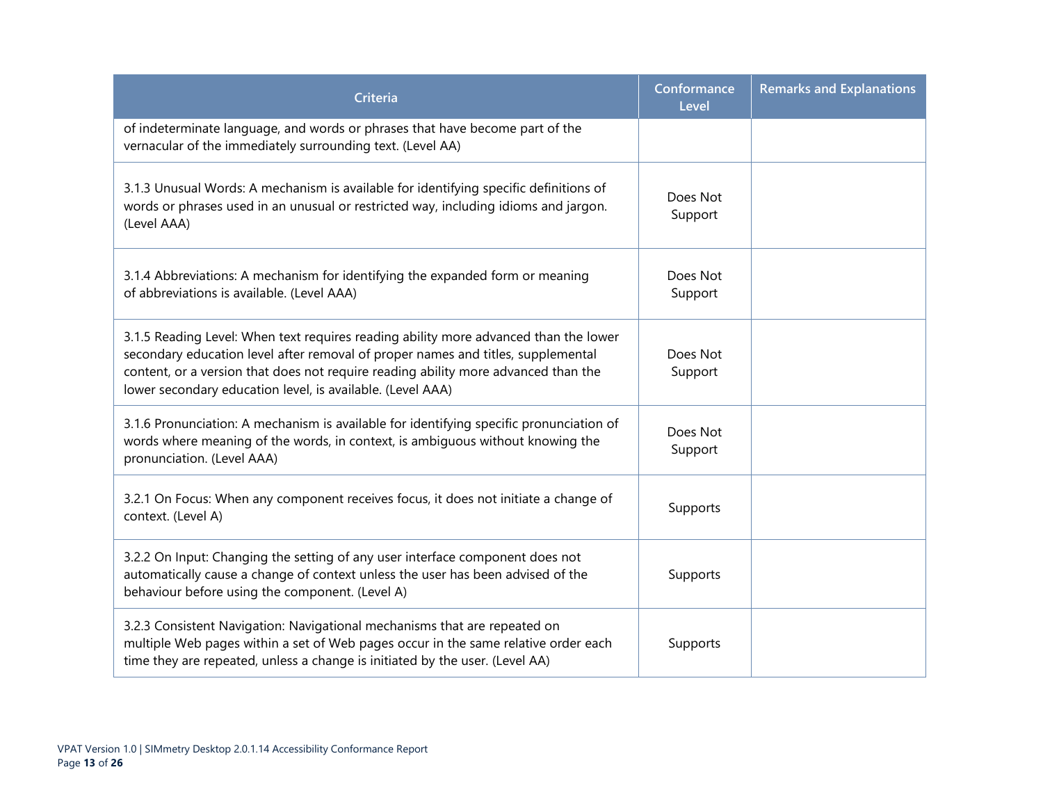| Criteria | Conformance Level | Remarks and Explanations |
| --- | --- | --- |
| of indeterminate language, and words or phrases that have become part of the vernacular of the immediately surrounding text. (Level AA) | | |
| 3.1.3 Unusual Words: A mechanism is available for identifying specific definitions of words or phrases used in an unusual or restricted way, including idioms and jargon. (Level AAA) | Does Not Support | |
| 3.1.4 Abbreviations: A mechanism for identifying the expanded form or meaning of abbreviations is available. (Level AAA) | Does Not Support | |
| 3.1.5 Reading Level: When text requires reading ability more advanced than the lower secondary education level after removal of proper names and titles, supplemental content, or a version that does not require reading ability more advanced than the lower secondary education level, is available. (Level AAA) | Does Not Support | |
| 3.1.6 Pronunciation: A mechanism is available for identifying specific pronunciation of words where meaning of the words, in context, is ambiguous without knowing the pronunciation. (Level AAA) | Does Not Support | |
| 3.2.1 On Focus: When any component receives focus, it does not initiate a change of context. (Level A) | Supports | |
| 3.2.2 On Input: Changing the setting of any user interface component does not automatically cause a change of context unless the user has been advised of the behaviour before using the component. (Level A) | Supports | |
| 3.2.3 Consistent Navigation: Navigational mechanisms that are repeated on multiple Web pages within a set of Web pages occur in the same relative order each time they are repeated, unless a change is initiated by the user. (Level AA) | Supports | |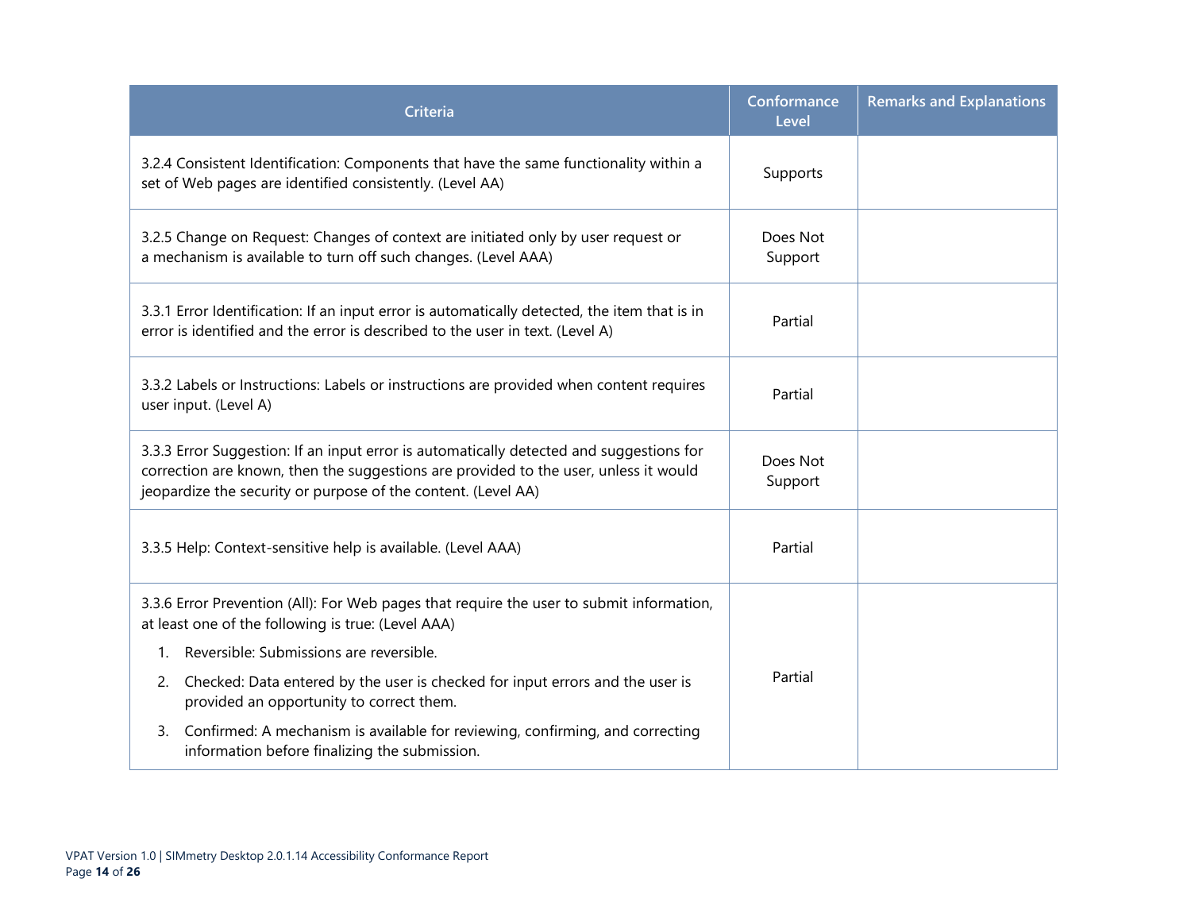| Criteria | Conformance Level | Remarks and Explanations |
| --- | --- | --- |
| 3.2.4 Consistent Identification: Components that have the same functionality within a set of Web pages are identified consistently. (Level AA) | Supports | |
| 3.2.5 Change on Request: Changes of context are initiated only by user request or a mechanism is available to turn off such changes. (Level AAA) | Does Not Support | |
| 3.3.1 Error Identification: If an input error is automatically detected, the item that is in error is identified and the error is described to the user in text. (Level A) | Partial | |
| 3.3.2 Labels or Instructions: Labels or instructions are provided when content requires user input. (Level A) | Partial | |
| 3.3.3 Error Suggestion: If an input error is automatically detected and suggestions for correction are known, then the suggestions are provided to the user, unless it would jeopardize the security or purpose of the content. (Level AA) | Does Not Support | |
| 3.3.5 Help: Context-sensitive help is available. (Level AAA) | Partial | |
| 3.3.6 Error Prevention (All): For Web pages that require the user to submit information, at least one of the following is true: (Level AAA)<br>1. Reversible: Submissions are reversible.<br>2. Checked: Data entered by the user is checked for input errors and the user is provided an opportunity to correct them.<br>3. Confirmed: A mechanism is available for reviewing, confirming, and correcting information before finalizing the submission. | Partial | |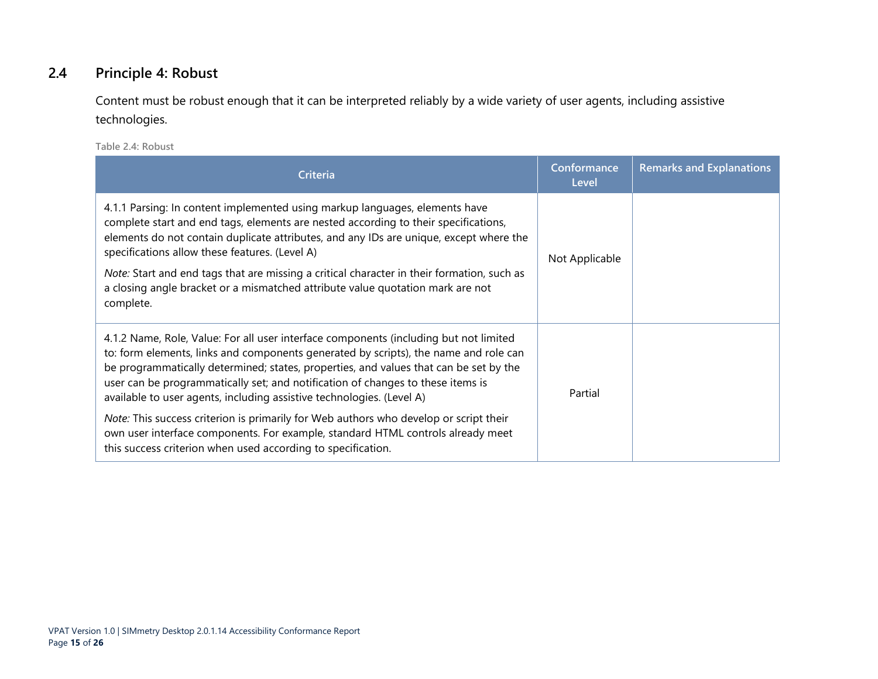## 2.4 Principle 4: Robust

Content must be robust enough that it can be interpreted reliably by a wide variety of user agents, including assistive technologies.

Table 2.4: Robust

| Criteria | Conformance Level | Remarks and Explanations |
|---|---|---|
| 4.1.1 Parsing: In content implemented using markup languages, elements have complete start and end tags, elements are nested according to their specifications, elements do not contain duplicate attributes, and any IDs are unique, except where the specifications allow these features. (Level A)<br><br>*Note:* Start and end tags that are missing a critical character in their formation, such as a closing angle bracket or a mismatched attribute value quotation mark are not complete. | Not Applicable | |
| 4.1.2 Name, Role, Value: For all user interface components (including but not limited to: form elements, links and components generated by scripts), the name and role can be programmatically determined; states, properties, and values that can be set by the user can be programmatically set; and notification of changes to these items is available to user agents, including assistive technologies. (Level A)<br><br>*Note:* This success criterion is primarily for Web authors who develop or script their own user interface components. For example, standard HTML controls already meet this success criterion when used according to specification. | Partial | |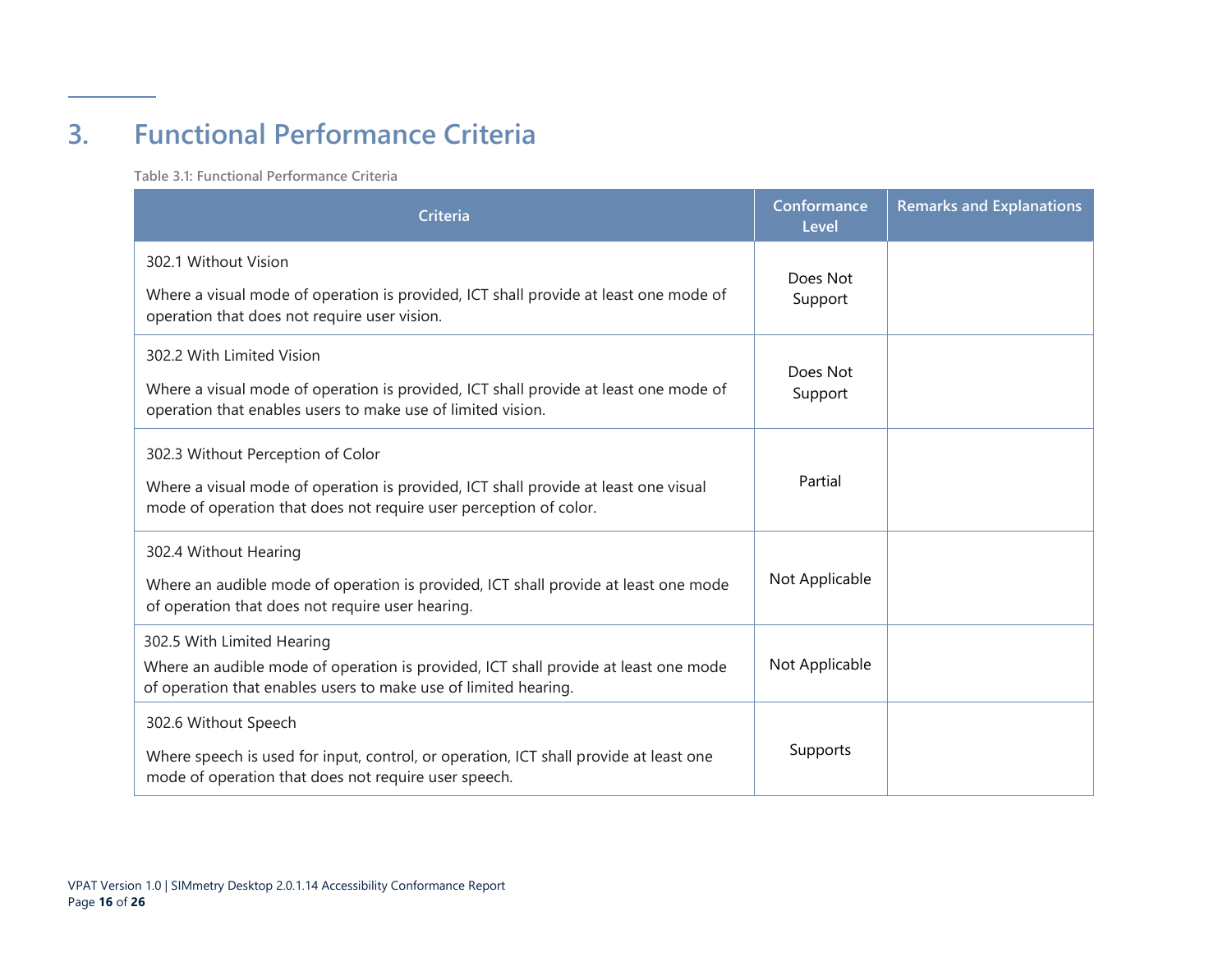# 3. Functional Performance Criteria

**Table 3.1: Functional Performance Criteria**

| Criteria | Conformance Level | Remarks and Explanations |
| --- | --- | --- |
| 302.1 Without Vision<br><br>Where a visual mode of operation is provided, ICT shall provide at least one mode of operation that does not require user vision. | Does Not Support | |
| 302.2 With Limited Vision<br><br>Where a visual mode of operation is provided, ICT shall provide at least one mode of operation that enables users to make use of limited vision. | Does Not Support | |
| 302.3 Without Perception of Color<br><br>Where a visual mode of operation is provided, ICT shall provide at least one visual mode of operation that does not require user perception of color. | Partial | |
| 302.4 Without Hearing<br><br>Where an audible mode of operation is provided, ICT shall provide at least one mode of operation that does not require user hearing. | Not Applicable | |
| 302.5 With Limited Hearing<br><br>Where an audible mode of operation is provided, ICT shall provide at least one mode of operation that enables users to make use of limited hearing. | Not Applicable | |
| 302.6 Without Speech<br><br>Where speech is used for input, control, or operation, ICT shall provide at least one mode of operation that does not require user speech. | Supports | |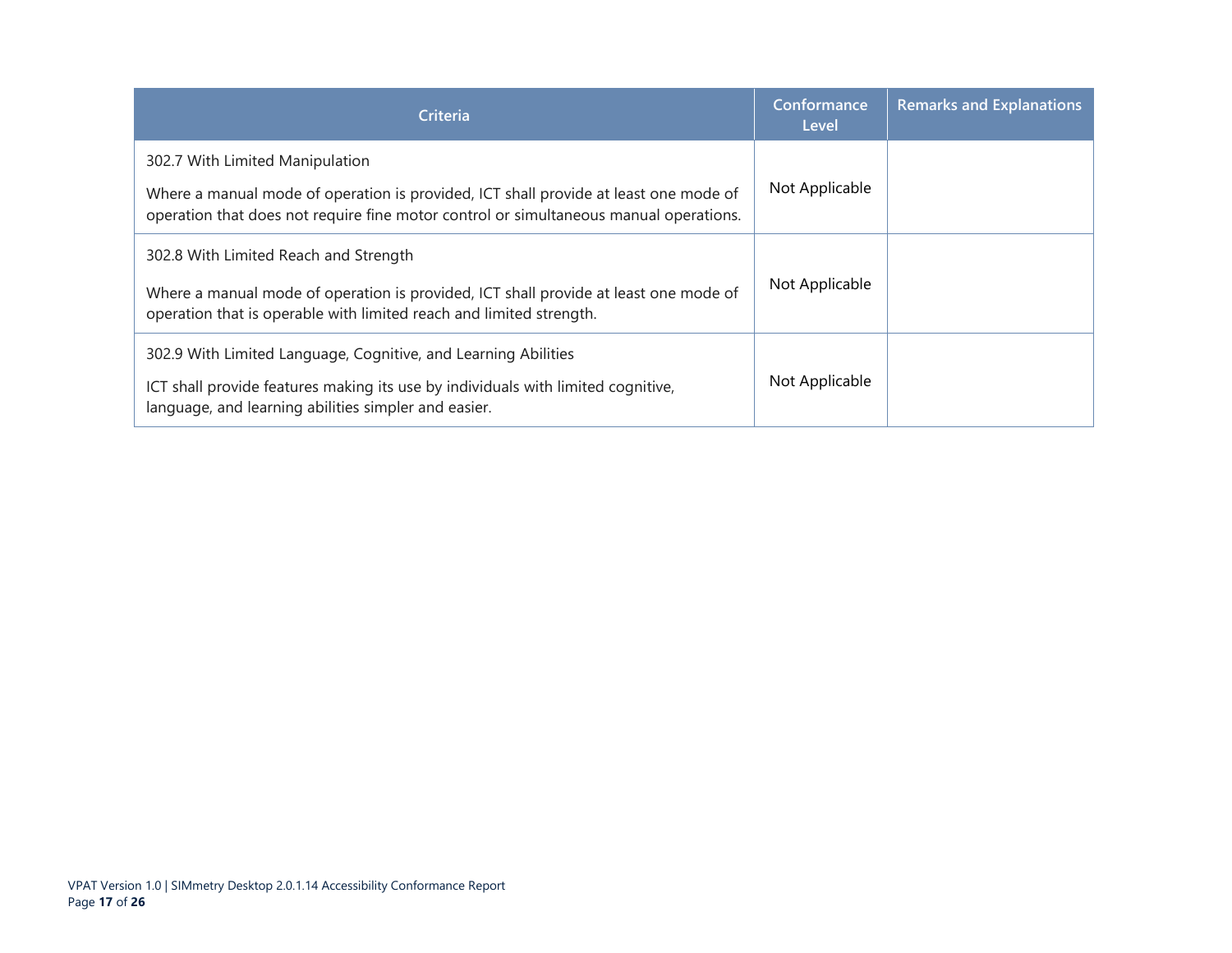| Criteria | Conformance Level | Remarks and Explanations |
| --- | --- | --- |
| 302.7 With Limited Manipulation<br><br>Where a manual mode of operation is provided, ICT shall provide at least one mode of operation that does not require fine motor control or simultaneous manual operations. | Not Applicable | |
| 302.8 With Limited Reach and Strength<br><br>Where a manual mode of operation is provided, ICT shall provide at least one mode of operation that is operable with limited reach and limited strength. | Not Applicable | |
| 302.9 With Limited Language, Cognitive, and Learning Abilities<br><br>ICT shall provide features making its use by individuals with limited cognitive, language, and learning abilities simpler and easier. | Not Applicable | |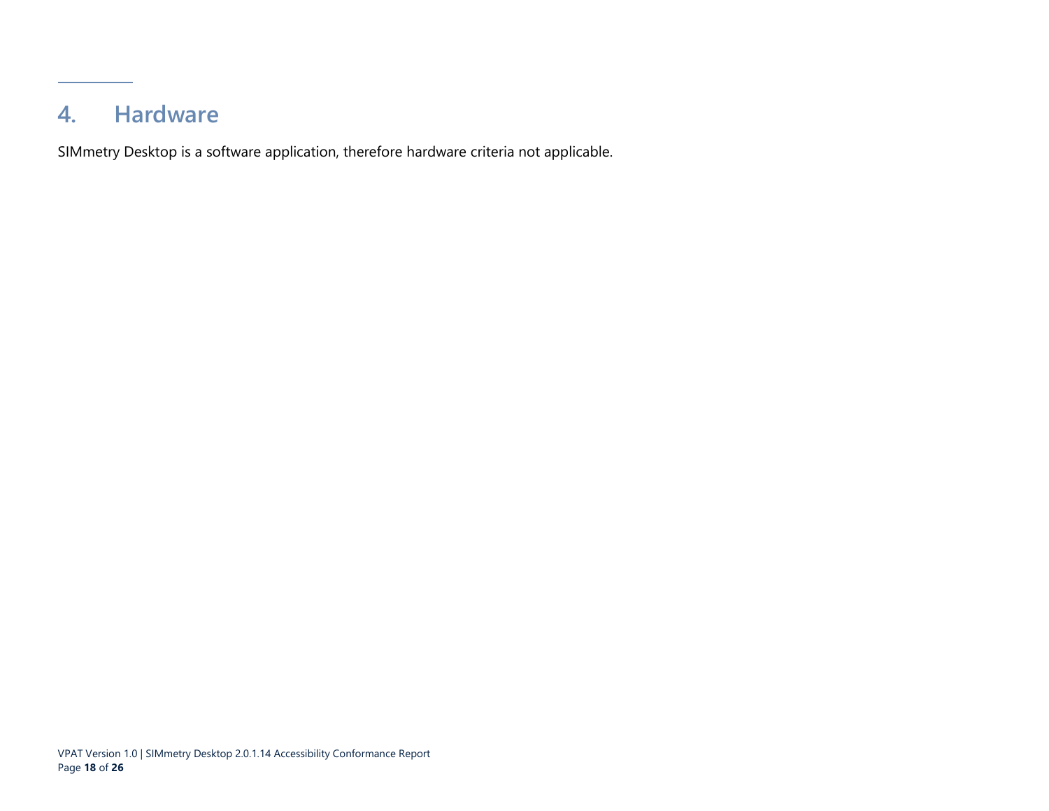# 4. Hardware

SIMmetry Desktop is a software application, therefore hardware criteria not applicable.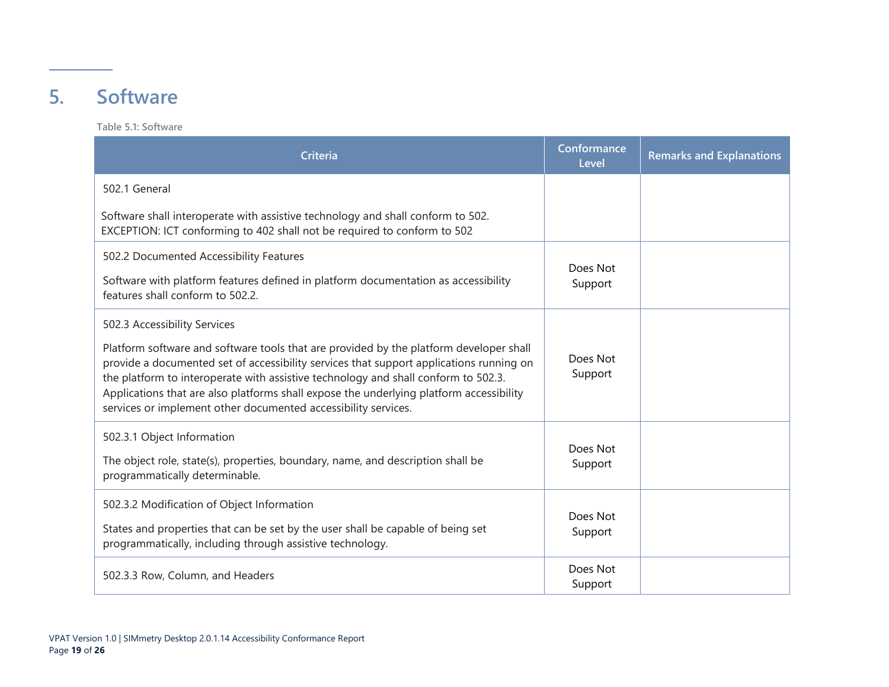# 5. Software

Table 5.1: Software

| Criteria | Conformance Level | Remarks and Explanations |
|---|---|---|
| 502.1 General<br><br>Software shall interoperate with assistive technology and shall conform to 502. EXCEPTION: ICT conforming to 402 shall not be required to conform to 502 | | |
| 502.2 Documented Accessibility Features<br><br>Software with platform features defined in platform documentation as accessibility features shall conform to 502.2. | Does Not Support | |
| 502.3 Accessibility Services<br><br>Platform software and software tools that are provided by the platform developer shall provide a documented set of accessibility services that support applications running on the platform to interoperate with assistive technology and shall conform to 502.3. Applications that are also platforms shall expose the underlying platform accessibility services or implement other documented accessibility services. | Does Not Support | |
| 502.3.1 Object Information<br><br>The object role, state(s), properties, boundary, name, and description shall be programmatically determinable. | Does Not Support | |
| 502.3.2 Modification of Object Information<br><br>States and properties that can be set by the user shall be capable of being set programmatically, including through assistive technology. | Does Not Support | |
| 502.3.3 Row, Column, and Headers | Does Not Support | |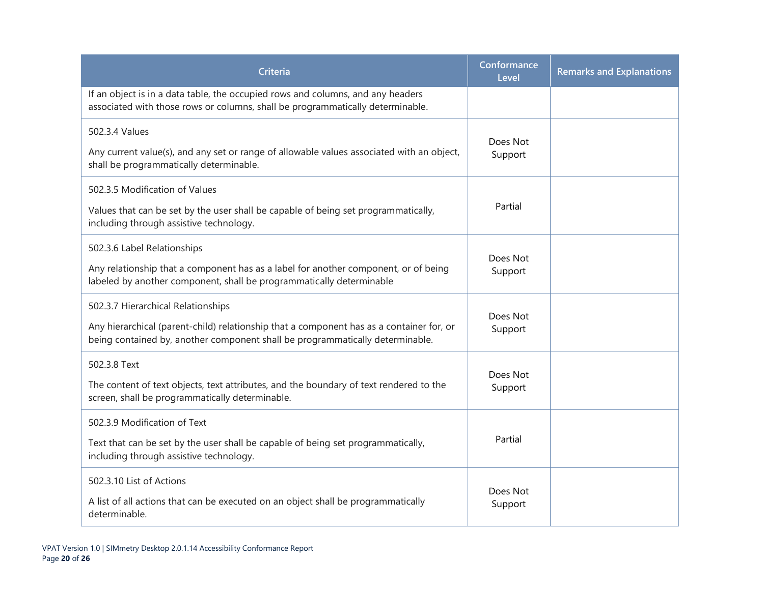| Criteria | Conformance Level | Remarks and Explanations |
| --- | --- | --- |
| If an object is in a data table, the occupied rows and columns, and any headers associated with those rows or columns, shall be programmatically determinable. | | |
| 502.3.4 Values<br><br>Any current value(s), and any set or range of allowable values associated with an object, shall be programmatically determinable. | Does Not Support | |
| 502.3.5 Modification of Values<br><br>Values that can be set by the user shall be capable of being set programmatically, including through assistive technology. | Partial | |
| 502.3.6 Label Relationships<br><br>Any relationship that a component has as a label for another component, or of being labeled by another component, shall be programmatically determinable | Does Not Support | |
| 502.3.7 Hierarchical Relationships<br><br>Any hierarchical (parent-child) relationship that a component has as a container for, or being contained by, another component shall be programmatically determinable. | Does Not Support | |
| 502.3.8 Text<br><br>The content of text objects, text attributes, and the boundary of text rendered to the screen, shall be programmatically determinable. | Does Not Support | |
| 502.3.9 Modification of Text<br><br>Text that can be set by the user shall be capable of being set programmatically, including through assistive technology. | Partial | |
| 502.3.10 List of Actions<br><br>A list of all actions that can be executed on an object shall be programmatically determinable. | Does Not Support | |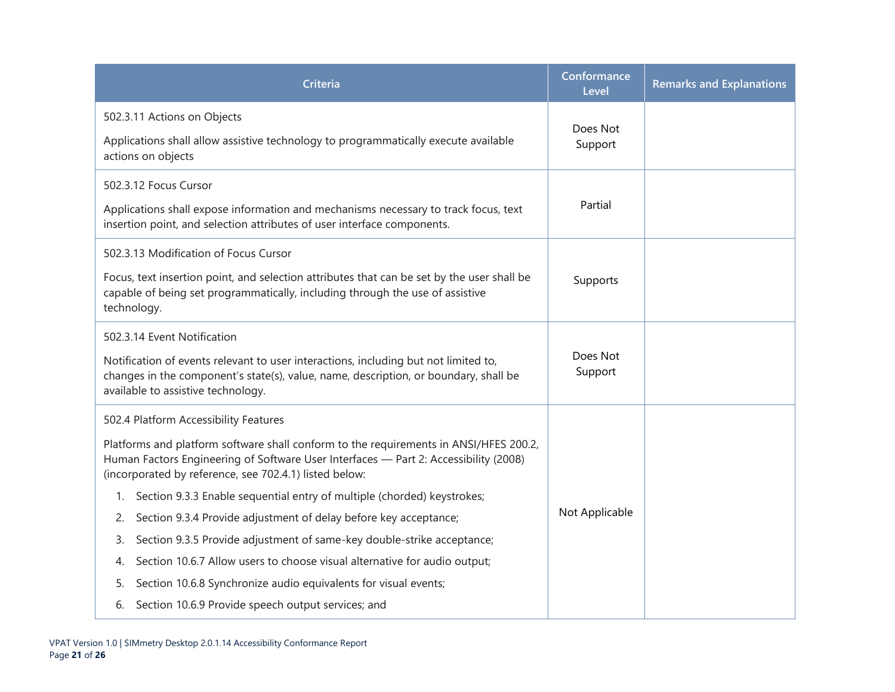| Criteria | Conformance Level | Remarks and Explanations |
|---|---|---|
| 502.3.11 Actions on Objects<br><br>Applications shall allow assistive technology to programmatically execute available actions on objects | Does Not Support | |
| 502.3.12 Focus Cursor<br><br>Applications shall expose information and mechanisms necessary to track focus, text insertion point, and selection attributes of user interface components. | Partial | |
| 502.3.13 Modification of Focus Cursor<br><br>Focus, text insertion point, and selection attributes that can be set by the user shall be capable of being set programmatically, including through the use of assistive technology. | Supports | |
| 502.3.14 Event Notification<br><br>Notification of events relevant to user interactions, including but not limited to, changes in the component's state(s), value, name, description, or boundary, shall be available to assistive technology. | Does Not Support | |
| 502.4 Platform Accessibility Features<br><br>Platforms and platform software shall conform to the requirements in ANSI/HFES 200.2, Human Factors Engineering of Software User Interfaces — Part 2: Accessibility (2008) (incorporated by reference, see 702.4.1) listed below:<br><br>1. Section 9.3.3 Enable sequential entry of multiple (chorded) keystrokes;<br>2. Section 9.3.4 Provide adjustment of delay before key acceptance;<br>3. Section 9.3.5 Provide adjustment of same-key double-strike acceptance;<br>4. Section 10.6.7 Allow users to choose visual alternative for audio output;<br>5. Section 10.6.8 Synchronize audio equivalents for visual events;<br>6. Section 10.6.9 Provide speech output services; and | Not Applicable | |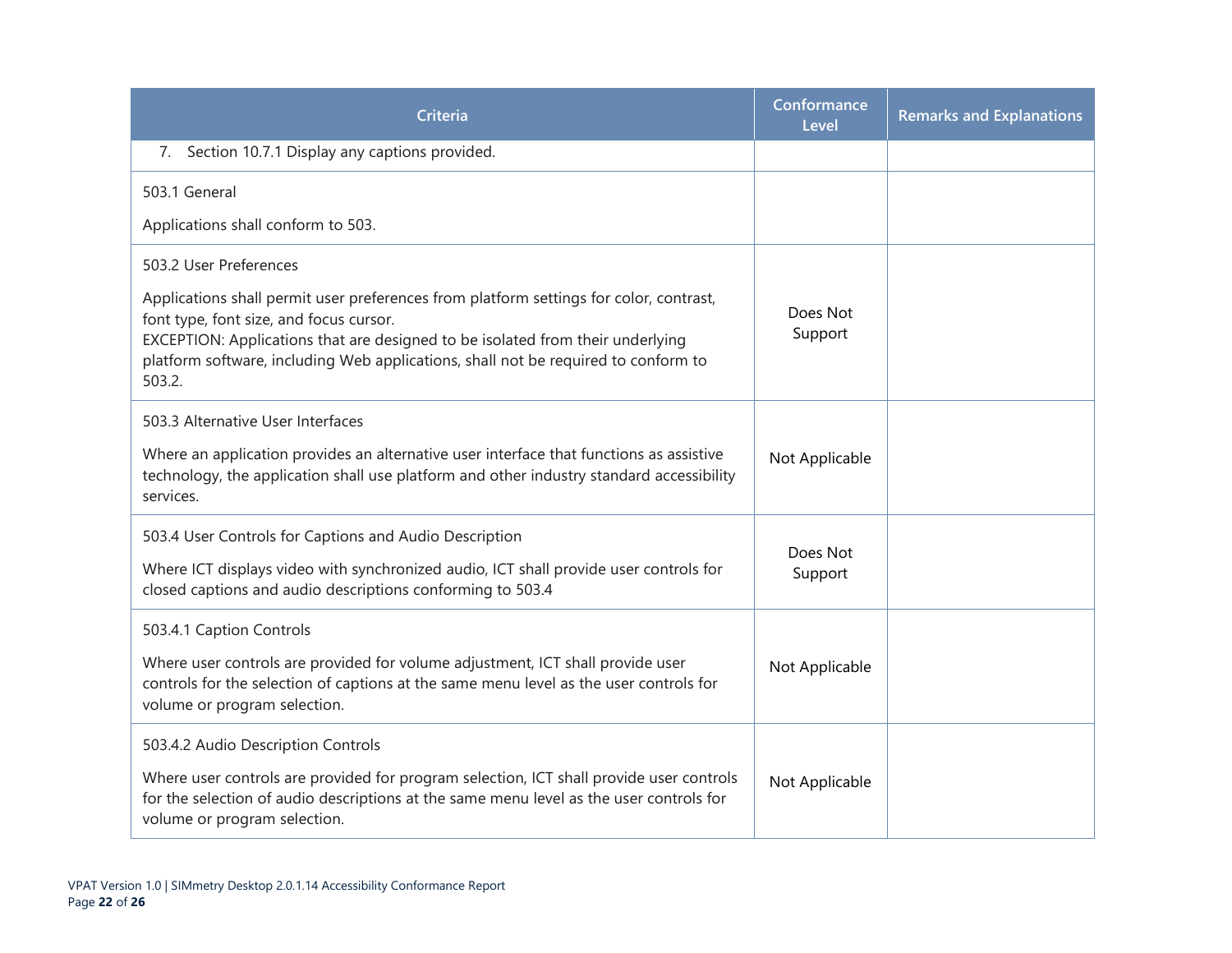| Criteria | Conformance Level | Remarks and Explanations |
|---|---|---|
| 7. Section 10.7.1 Display any captions provided. | | |
| 503.1 General<br><br>Applications shall conform to 503. | | |
| 503.2 User Preferences<br><br>Applications shall permit user preferences from platform settings for color, contrast, font type, font size, and focus cursor.<br>EXCEPTION: Applications that are designed to be isolated from their underlying platform software, including Web applications, shall not be required to conform to 503.2. | Does Not Support | |
| 503.3 Alternative User Interfaces<br><br>Where an application provides an alternative user interface that functions as assistive technology, the application shall use platform and other industry standard accessibility services. | Not Applicable | |
| 503.4 User Controls for Captions and Audio Description<br><br>Where ICT displays video with synchronized audio, ICT shall provide user controls for closed captions and audio descriptions conforming to 503.4 | Does Not Support | |
| 503.4.1 Caption Controls<br><br>Where user controls are provided for volume adjustment, ICT shall provide user controls for the selection of captions at the same menu level as the user controls for volume or program selection. | Not Applicable | |
| 503.4.2 Audio Description Controls<br><br>Where user controls are provided for program selection, ICT shall provide user controls for the selection of audio descriptions at the same menu level as the user controls for volume or program selection. | Not Applicable | |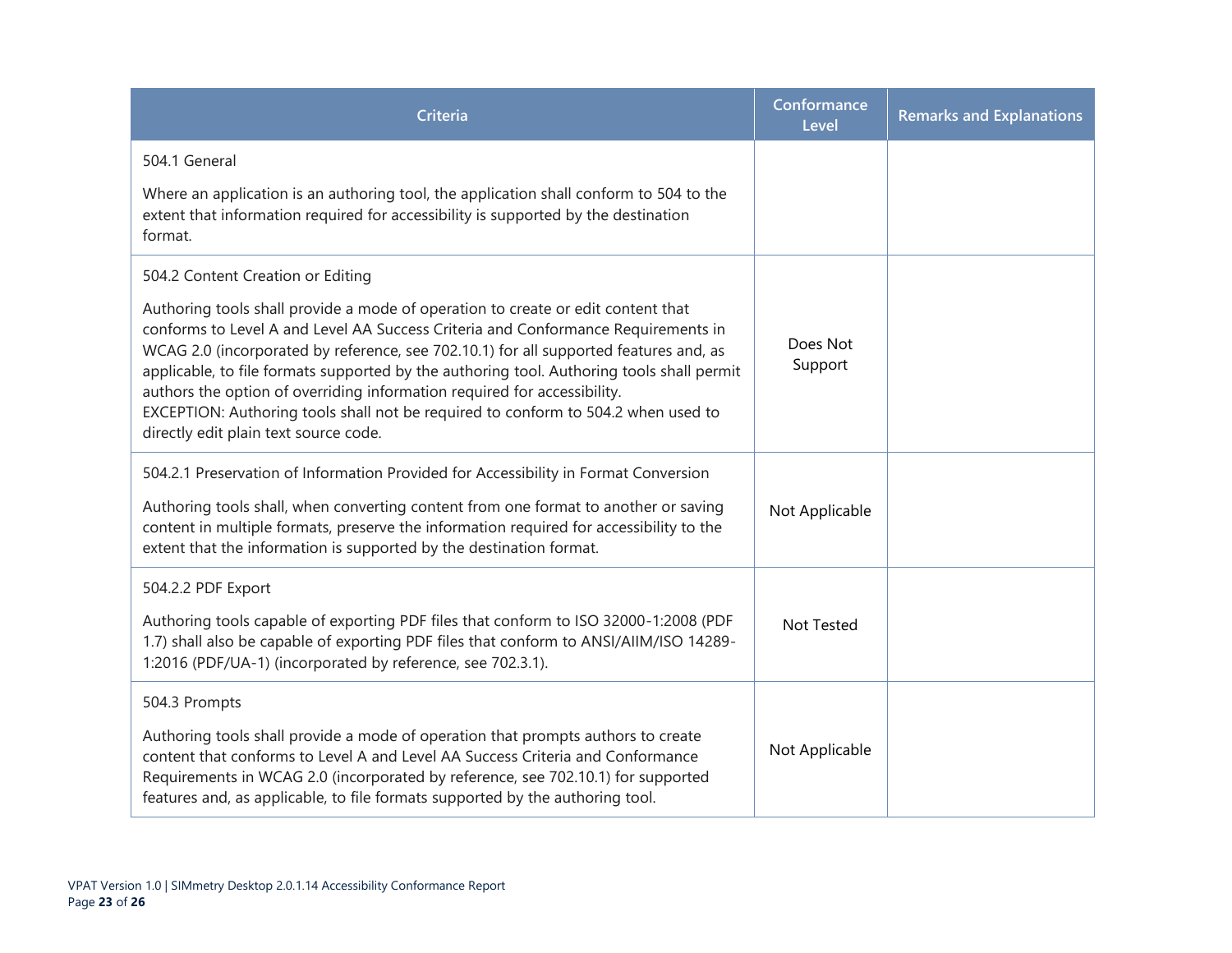| Criteria | Conformance Level | Remarks and Explanations |
| --- | --- | --- |
| 504.1 General<br><br>Where an application is an authoring tool, the application shall conform to 504 to the extent that information required for accessibility is supported by the destination format. | | |
| 504.2 Content Creation or Editing<br><br>Authoring tools shall provide a mode of operation to create or edit content that conforms to Level A and Level AA Success Criteria and Conformance Requirements in WCAG 2.0 (incorporated by reference, see 702.10.1) for all supported features and, as applicable, to file formats supported by the authoring tool. Authoring tools shall permit authors the option of overriding information required for accessibility.<br>EXCEPTION: Authoring tools shall not be required to conform to 504.2 when used to directly edit plain text source code. | Does Not Support | |
| 504.2.1 Preservation of Information Provided for Accessibility in Format Conversion<br><br>Authoring tools shall, when converting content from one format to another or saving content in multiple formats, preserve the information required for accessibility to the extent that the information is supported by the destination format. | Not Applicable | |
| 504.2.2 PDF Export<br><br>Authoring tools capable of exporting PDF files that conform to ISO 32000-1:2008 (PDF 1.7) shall also be capable of exporting PDF files that conform to ANSI/AIIM/ISO 14289-1:2016 (PDF/UA-1) (incorporated by reference, see 702.3.1). | Not Tested | |
| 504.3 Prompts<br><br>Authoring tools shall provide a mode of operation that prompts authors to create content that conforms to Level A and Level AA Success Criteria and Conformance Requirements in WCAG 2.0 (incorporated by reference, see 702.10.1) for supported features and, as applicable, to file formats supported by the authoring tool. | Not Applicable | |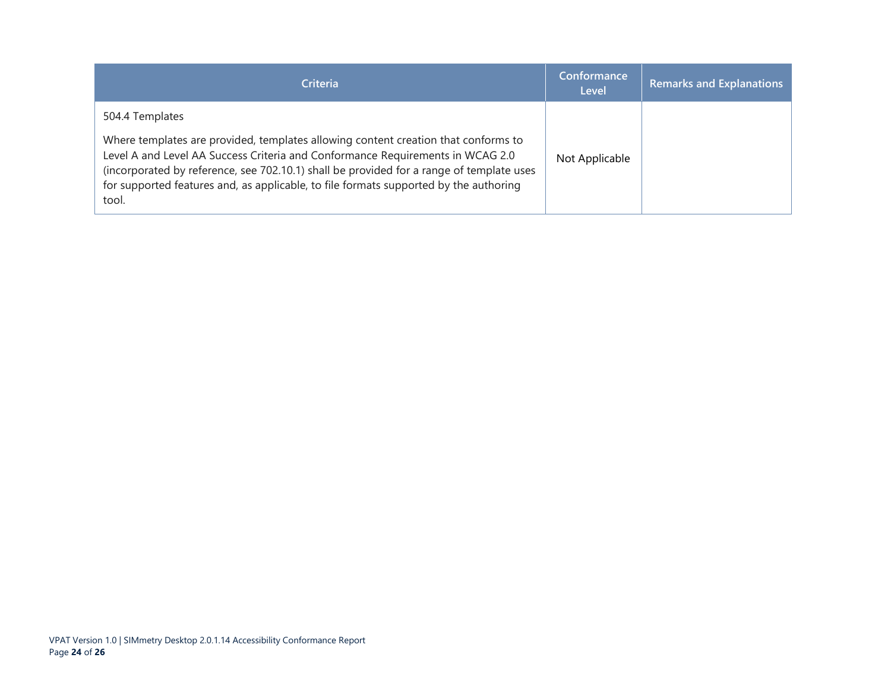| Criteria | Conformance Level | Remarks and Explanations |
| --- | --- | --- |
| 504.4 Templates<br><br>Where templates are provided, templates allowing content creation that conforms to Level A and Level AA Success Criteria and Conformance Requirements in WCAG 2.0 (incorporated by reference, see 702.10.1) shall be provided for a range of template uses for supported features and, as applicable, to file formats supported by the authoring tool. | Not Applicable | |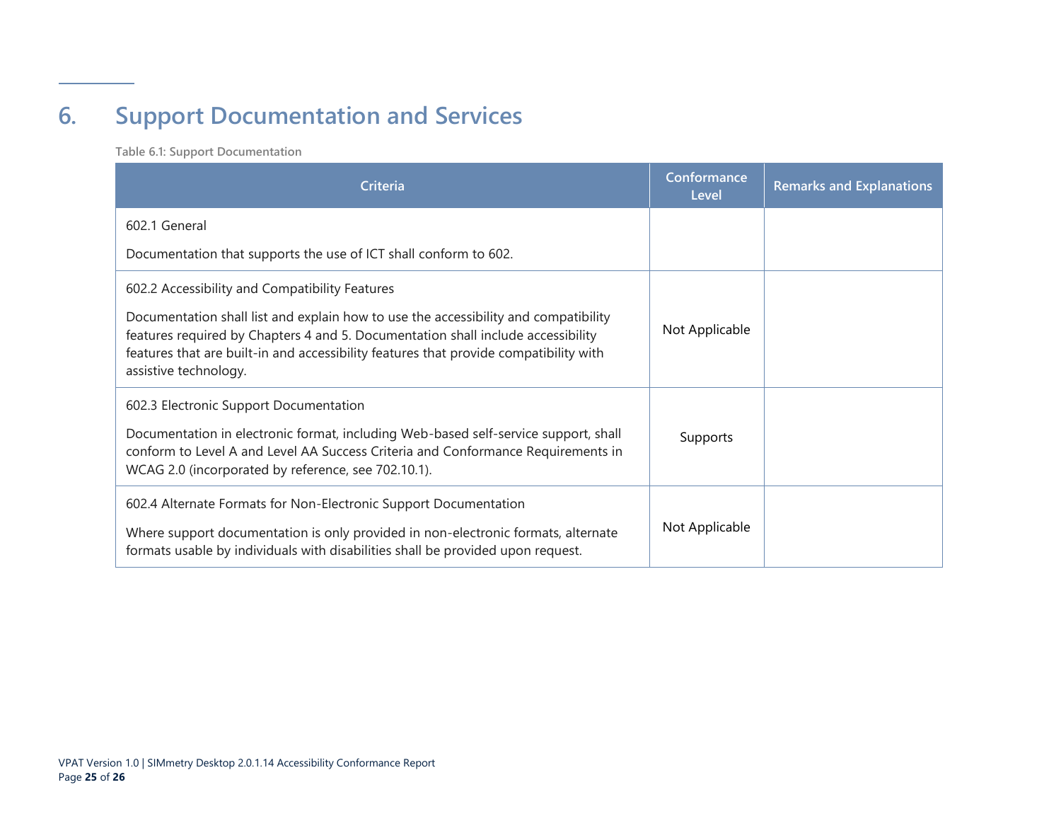# 6. Support Documentation and Services

**Table 6.1: Support Documentation**

| Criteria | Conformance Level | Remarks and Explanations |
|---|---|---|
| 602.1 General<br><br>Documentation that supports the use of ICT shall conform to 602. | | |
| 602.2 Accessibility and Compatibility Features<br><br>Documentation shall list and explain how to use the accessibility and compatibility features required by Chapters 4 and 5. Documentation shall include accessibility features that are built-in and accessibility features that provide compatibility with assistive technology. | Not Applicable | |
| 602.3 Electronic Support Documentation<br><br>Documentation in electronic format, including Web-based self-service support, shall conform to Level A and Level AA Success Criteria and Conformance Requirements in WCAG 2.0 (incorporated by reference, see 702.10.1). | Supports | |
| 602.4 Alternate Formats for Non-Electronic Support Documentation<br><br>Where support documentation is only provided in non-electronic formats, alternate formats usable by individuals with disabilities shall be provided upon request. | Not Applicable | |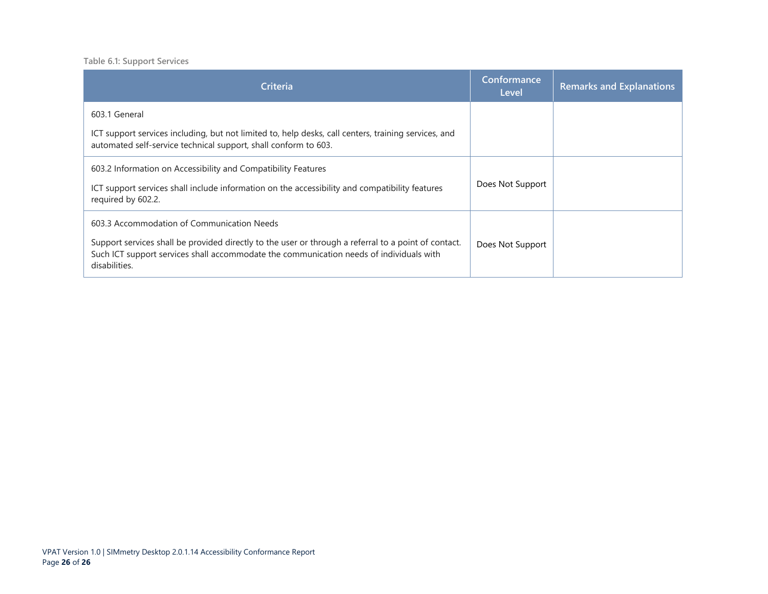Table 6.1: Support Services

| Criteria | Conformance Level | Remarks and Explanations |
| --- | --- | --- |
| 603.1 General<br><br>ICT support services including, but not limited to, help desks, call centers, training services, and automated self-service technical support, shall conform to 603. | | |
| 603.2 Information on Accessibility and Compatibility Features<br><br>ICT support services shall include information on the accessibility and compatibility features required by 602.2. | Does Not Support | |
| 603.3 Accommodation of Communication Needs<br><br>Support services shall be provided directly to the user or through a referral to a point of contact. Such ICT support services shall accommodate the communication needs of individuals with disabilities. | Does Not Support | |